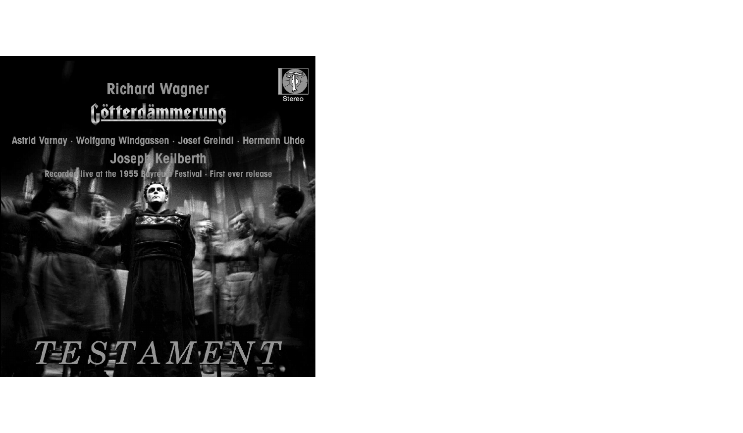Stereo

Richard Wagner

# Götterdämmerung

Astrid Varnay · Wolfgang Windgassen · Josef Greindl · Hermann Uhde

## Joseph Keilberth

Recorded live at the 1955 Bayreuth Festival · First ever release

TESTAMENT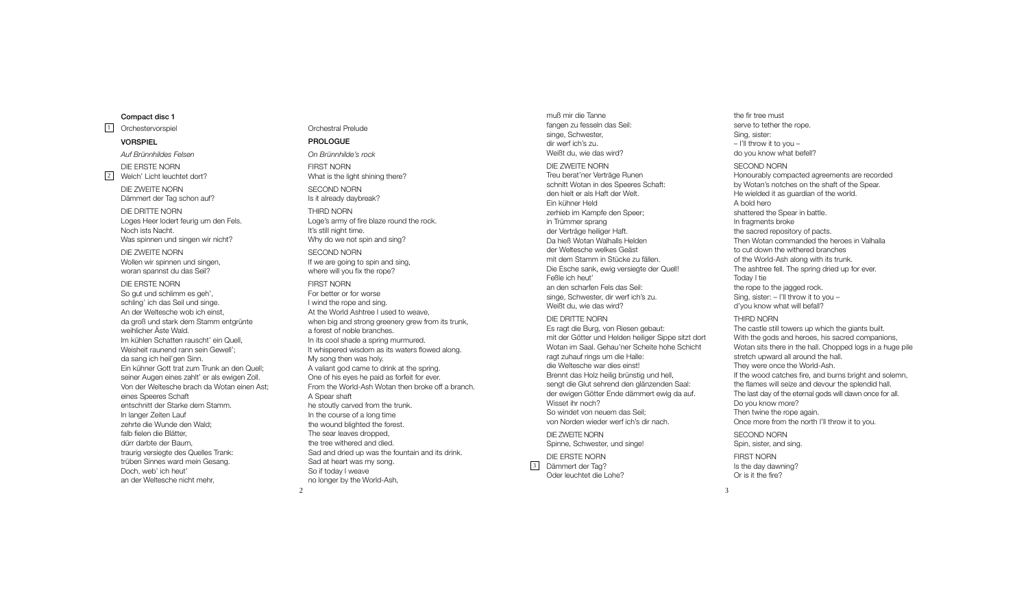**Compact disc 1**

1 Orchestervorspiel

**VORSPIEL**

*Auf Brünnhildes Felsen*

DIE ERSTE NORN

2 Welch' Licht leuchtet dort?

DIE ZWEITE NORN
Dämmert der Tag schon auf?

DIE DRITTE NORN
Loges Heer lodert feurig um den Fels.
Noch ists Nacht.
Was spinnen und singen wir nicht?

DIE ZWEITE NORN
Wollen wir spinnen und singen,
woran spannst du das Seil?

DIE ERSTE NORN
So gut und schlimm es geh',
schling' ich das Seil und singe.
An der Weltesche wob ich einst,
da groß und stark dem Stamm entgrünte
weihlicher Äste Wald.
Im kühlen Schatten rauscht' ein Quell,
Weisheit raunend rann sein Gewell';
da sang ich heil'gen Sinn.
Ein kühner Gott trat zum Trunk an den Quell;
seiner Augen eines zahlt' er als ewigen Zoll.
Von der Weltesche brach da Wotan einen Ast;
eines Speeres Schaft
entschnitt der Starke dem Stamm.
In langer Zeiten Lauf
zehrte die Wunde den Wald;
falb fielen die Blätter,
dürr darbte der Baum,
traurig versiegte des Quelles Trank:
trüben Sinnes ward mein Gesang.
Doch, web' ich heut'
an der Weltesche nicht mehr,

Orchestral Prelude

**PROLOGUE**

*On Brünnhilde's rock*

FIRST NORN
What is the light shining there?

SECOND NORN
Is it already daybreak?

THIRD NORN
Loge's army of fire blaze round the rock.
It's still night time.
Why do we not spin and sing?

SECOND NORN
If we are going to spin and sing,
where will you fix the rope?

FIRST NORN
For better or for worse
I wind the rope and sing.
At the World Ashtree I used to weave,
when big and strong greenery grew from its trunk,
a forest of noble branches.
In its cool shade a spring murmured.
It whispered wisdom as its waters flowed along.
My song then was holy.
A valiant god came to drink at the spring.
One of his eyes he paid as forfeit for ever.
From the World-Ash Wotan then broke off a branch.
A Spear shaft
he stoutly carved from the trunk.
In the course of a long time
the wound blighted the forest.
The sear leaves dropped,
the tree withered and died.
Sad and dried up was the fountain and its drink.
Sad at heart was my song.
So if today I weave
no longer by the World-Ash,

muß mir die Tanne
fangen zu fesseln das Seil:
singe, Schwester,
dir werf ich's zu.
Weißt du, wie das wird?

DIE ZWEITE NORN
Treu berat'ner Verträge Runen
schnitt Wotan in des Speeres Schaft:
den hielt er als Haft der Welt.
Ein kühner Held
zerhieb im Kampfe den Speer;
in Trümmer sprang
der Verträge heiliger Haft.
Da hieß Wotan Walhalls Helden
der Weltesche welkes Geäst
mit dem Stamm in Stücke zu fällen.
Die Esche sank, ewig versiegte der Quell!
Feßle ich heut'
an den scharfen Fels das Seil:
singe, Schwester, dir werf ich's zu.
Weißt du, wie das wird?

DIE DRITTE NORN
Es ragt die Burg, von Riesen gebaut:
mit der Götter und Helden heiliger Sippe sitzt dort
Wotan im Saal. Gehau'ner Scheite hohe Schicht
ragt zuhauf rings um die Halle:
die Weltesche war dies einst!
Brennt das Holz heilig brünstig und hell,
sengt die Glut sehrend den glänzenden Saal:
der ewigen Götter Ende dämmert ewig da auf.
Wisset ihr noch?
So windet von neuem das Seil;
von Norden wieder werf ich's dir nach.

DIE ZWEITE NORN
Spinne, Schwester, und singe!

DIE ERSTE NORN

3 Dämmert der Tag?
Oder leuchtet die Lohe?

the fir tree must
serve to tether the rope.
Sing, sister:
– I'll throw it to you –
do you know what befell?

SECOND NORN
Honourably compacted agreements are recorded
by Wotan's notches on the shaft of the Spear.
He wielded it as guardian of the world.
A bold hero
shattered the Spear in battle.
In fragments broke
the sacred repository of pacts.
Then Wotan commanded the heroes in Valhalla
to cut down the withered branches
of the World-Ash along with its trunk.
The ashtree fell. The spring dried up for ever.
Today I tie
the rope to the jagged rock.
Sing, sister: – I'll throw it to you –
d'you know what will befall?

THIRD NORN
The castle still towers up which the giants built.
With the gods and heroes, his sacred companions,
Wotan sits there in the hall. Chopped logs in a huge pile
stretch upward all around the hall.
They were once the World-Ash.
If the wood catches fire, and burns bright and solemn,
the flames will seize and devour the splendid hall.
The last day of the eternal gods will dawn once for all.
Do you know more?
Then twine the rope again.
Once more from the north I'll throw it to you.

SECOND NORN
Spin, sister, and sing.

FIRST NORN
Is the day dawning?
Or is it the fire?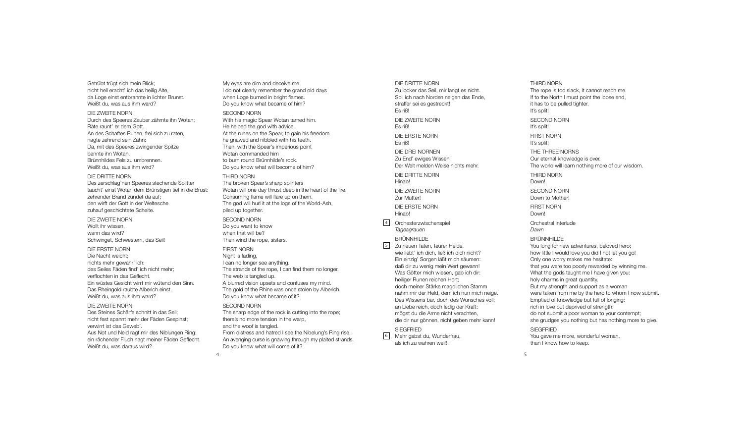Getrübt trügt sich mein Blick;
nicht hell eracht' ich das heilig Alte,
da Loge einst entbrannte in lichter Brunst.
Weißt du, was aus ihm ward?

DIE ZWEITE NORN
Durch des Speeres Zauber zähmte ihn Wotan;
Räte raunt' er dem Gott.
An des Schaftes Runen, frei sich zu raten,
nagte zehrend sein Zahn:
Da, mit des Speeres zwingender Spitze
bannte ihn Wotan,
Brünnhildes Fels zu umbrennen.
Weißt du, was aus ihm wird?

DIE DRITTE NORN
Des zerschlag'nen Speeres stechende Splitter
taucht' einst Wotan dem Brünstigen tief in die Brust:
zehrender Brand zündet da auf;
den wirft der Gott in der Weltesche
zuhauf geschichtete Scheite.

DIE ZWEITE NORN
Wollt ihr wissen,
wann das wird?
Schwinget, Schwestern, das Seil!

DIE ERSTE NORN
Die Nacht weicht;
nichts mehr gewahr' ich:
des Seiles Fäden find' ich nicht mehr;
verflochten in das Geflecht.
Ein wüstes Gesicht wirrt mir wütend den Sinn.
Das Rheingold raubte Alberich einst.
Weißt du, was aus ihm ward?

DIE ZWEITE NORN
Des Steines Schärfe schnitt in das Seil;
nicht fest spannt mehr der Fäden Gespinst;
verwirrt ist das Geweb'.
Aus Not und Neid ragt mir des Niblungen Ring:
ein rächender Fluch nagt meiner Fäden Geflecht.
Weißt du, was daraus wird?

My eyes are dim and deceive me.
I do not clearly remember the grand old days
when Loge burned in bright flames.
Do you know what became of him?

SECOND NORN
With his magic Spear Wotan tamed him.
He helped the god with advice.
At the runes on the Spear, to gain his freedom
he gnawed and nibbled with his teeth.
Then, with the Spear's imperious point
Wotan commanded him
to burn round Brünnhilde's rock.
Do you know what will become of him?

THIRD NORN
The broken Spear's sharp splinters
Wotan will one day thrust deep in the heart of the fire.
Consuming flame will flare up on them.
The god will hurl it at the logs of the World-Ash,
piled up together.

SECOND NORN
Do you want to know
when that will be?
Then wind the rope, sisters.

FIRST NORN
Night is fading,
I can no longer see anything.
The strands of the rope, I can find them no longer.
The web is tangled up.
A blurred vision upsets and confuses my mind.
The gold of the Rhine was once stolen by Alberich.
Do you know what became of it?

SECOND NORN
The sharp edge of the rock is cutting into the rope;
there's no more tension in the warp,
and the woof is tangled.
From distress and hatred I see the Nibelung's Ring rise.
An avenging curse is gnawing through my plaited strands.
Do you know what will come of it?

DIE DRITTE NORN
Zu locker das Seil, mir langt es nicht.
Soll ich nach Norden neigen das Ende,
straffer sei es gestreckt!
Es riß!

DIE ZWEITE NORN
Es riß!

DIE ERSTE NORN
Es riß!

DIE DREI NORNEN
Zu End' ewiges Wissen!
Der Welt melden Weise nichts mehr.

DIE DRITTE NORN
Hinab!

DIE ZWEITE NORN
Zur Mutter!

DIE ERSTE NORN
Hinab!

[4] Orchesterzwischenspiel
*Tagesgrauen*

BRÜNNHILDE

[5] Zu neuen Taten, teurer Helde,
wie liebt' ich dich, ließ ich dich nicht?
Ein einzig' Sorgen läßt mich säumen:
daß dir zu wenig mein Wert gewann!
Was Götter mich wiesen, gab ich dir:
heiliger Runen reichen Hort;
doch meiner Stärke magdlichen Stamm
nahm mir der Held, dem ich nun mich neige.
Des Wissens bar, doch des Wunsches voll:
an Liebe reich, doch ledig der Kraft:
mögst du die Arme nicht verachten,
die dir nur gönnen, nicht geben mehr kann!

SIEGFRIED

[6] Mehr gabst du, Wunderfrau,
als ich zu wahren weiß.

THIRD NORN
The rope is too slack, it cannot reach me.
If to the North I must point the loose end,
it has to be pulled tighter.
It's split!

SECOND NORN
It's split!

FIRST NORN
It's split!

THE THREE NORNS
Our eternal knowledge is over.
The world will learn nothing more of our wisdom.

THIRD NORN
Down!

SECOND NORN
Down to Mother!

FIRST NORN
Down!

Orchestral interlude
*Dawn*

BRÜNNHILDE
You long for new adventures, beloved hero;
how little I would love you did I not let you go!
Only one worry makes me hesitate:
that you were too poorly rewarded by winning me.
What the gods taught me I have given you:
holy charms in great quantity.
But my strength and support as a woman
were taken from me by the hero to whom I now submit.
Emptied of knowledge but full of longing:
rich in love but deprived of strength:
do not submit a poor woman to your contempt;
she grudges you nothing but has nothing more to give.

SIEGFRIED
You gave me more, wonderful woman,
than I know how to keep.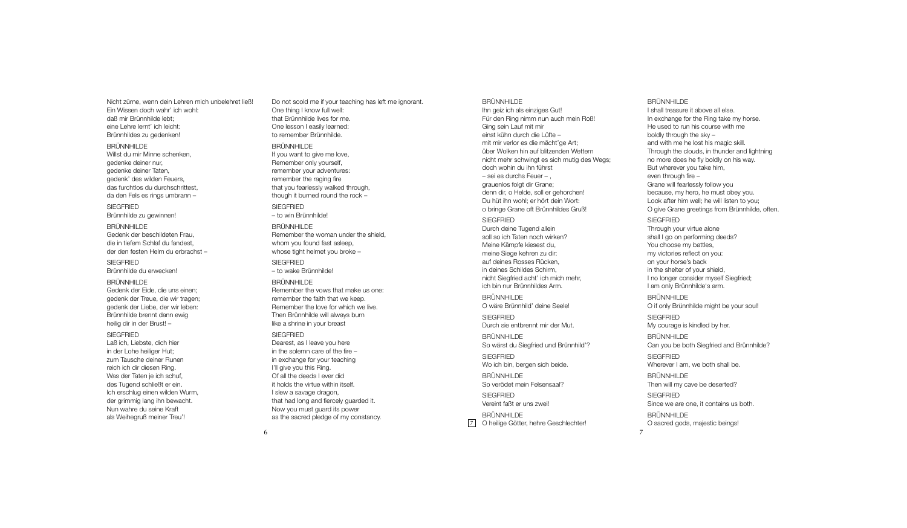Nicht zürne, wenn dein Lehren mich unbelehret ließ!
Ein Wissen doch wahr' ich wohl:
daß mir Brünnhilde lebt;
eine Lehre lernt' ich leicht:
Brünnhildes zu gedenken!

BRÜNNHILDE
Willst du mir Minne schenken,
gedenke deiner nur,
gedenke deiner Taten,
gedenk' des wilden Feuers,
das furchtlos du durchschrittest,
da den Fels es rings umbrann –

SIEGFRIED
Brünnhilde zu gewinnen!

BRÜNNHILDE
Gedenk der beschildeten Frau,
die in tiefem Schlaf du fandest,
der den festen Helm du erbrachst –

SIEGFRIED
Brünnhilde du erwecken!

BRÜNNHILDE
Gedenk der Eide, die uns einen;
gedenk der Treue, die wir tragen;
gedenk der Liebe, der wir leben:
Brünnhilde brennt dann ewig
heilig dir in der Brust! –

SIEGFRIED
Laß ich, Liebste, dich hier
in der Lohe heiliger Hut;
zum Tausche deiner Runen
reich ich dir diesen Ring.
Was der Taten je ich schuf,
des Tugend schließt er ein.
Ich erschlug einen wilden Wurm,
der grimmig lang ihn bewacht.
Nun wahre du seine Kraft
als Weihegruß meiner Treu'!

Do not scold me if your teaching has left me ignorant.
One thing I know full well:
that Brünnhilde lives for me.
One lesson I easily learned:
to remember Brünnhilde.

BRÜNNHILDE
If you want to give me love,
Remember only yourself,
remember your adventures:
remember the raging fire
that you fearlessly walked through,
though it burned round the rock –

SIEGFRIED
– to win Brünnhilde!

BRÜNNHILDE
Remember the woman under the shield,
whom you found fast asleep,
whose tight helmet you broke –

SIEGFRIED
– to wake Brünnhilde!

BRÜNNHILDE
Remember the vows that make us one:
remember the faith that we keep.
Remember the love for which we live.
Then Brünnhilde will always burn
like a shrine in your breast

SIEGFRIED
Dearest, as I leave you here
in the solemn care of the fire –
in exchange for your teaching
I'll give you this Ring.
Of all the deeds I ever did
it holds the virtue within itself.
I slew a savage dragon,
that had long and fiercely guarded it.
Now you must guard its power
as the sacred pledge of my constancy.

BRÜNNHILDE
Ihn geiz ich als einziges Gut!
Für den Ring nimm nun auch mein Roß!
Ging sein Lauf mit mir
einst kühn durch die Lüfte –
mit mir verlor es die mächt'ge Art;
über Wolken hin auf blitzenden Wettern
nicht mehr schwingt es sich mutig des Wegs;
doch wohin du ihn führst
– sei es durchs Feuer – ,
grauenlos folgt dir Grane;
denn dir, o Helde, soll er gehorchen!
Du hüt ihn wohl; er hört dein Wort:
o bringe Grane oft Brünnhildes Gruß!

SIEGFRIED
Durch deine Tugend allein
soll so ich Taten noch wirken?
Meine Kämpfe kiesest du,
meine Siege kehren zu dir:
auf deines Rosses Rücken,
in deines Schildes Schirm,
nicht Siegfried acht' ich mich mehr,
ich bin nur Brünnhildes Arm.

BRÜNNHILDE
O wäre Brünnhild' deine Seele!

SIEGFRIED
Durch sie entbrennt mir der Mut.

BRÜNNHILDE
So wärst du Siegfried und Brünnhild'?

SIEGFRIED
Wo ich bin, bergen sich beide.

BRÜNNHILDE
So verödet mein Felsensaal?

SIEGFRIED
Vereint faßt er uns zwei!

BRÜNNHILDE
[7] O heilige Götter, hehre Geschlechter!

BRÜNNHILDE
I shall treasure it above all else.
In exchange for the Ring take my horse.
He used to run his course with me
boldly through the sky –
and with me he lost his magic skill.
Through the clouds, in thunder and lightning
no more does he fly boldly on his way.
But wherever you take him,
even through fire –
Grane will fearlessly follow you
because, my hero, he must obey you.
Look after him well; he will listen to you;
O give Grane greetings from Brünnhilde, often.

SIEGFRIED
Through your virtue alone
shall I go on performing deeds?
You choose my battles,
my victories reflect on you:
on your horse's back
in the shelter of your shield,
I no longer consider myself Siegfried;
I am only Brünnhilde's arm.

BRÜNNHILDE
O if only Brünnhilde might be your soul!

SIEGFRIED
My courage is kindled by her.

BRÜNNHILDE
Can you be both Siegfried and Brünnhilde?

SIEGFRIED
Wherever I am, we both shall be.

BRÜNNHILDE
Then will my cave be deserted?

SIEGFRIED
Since we are one, it contains us both.

BRÜNNHILDE
O sacred gods, majestic beings!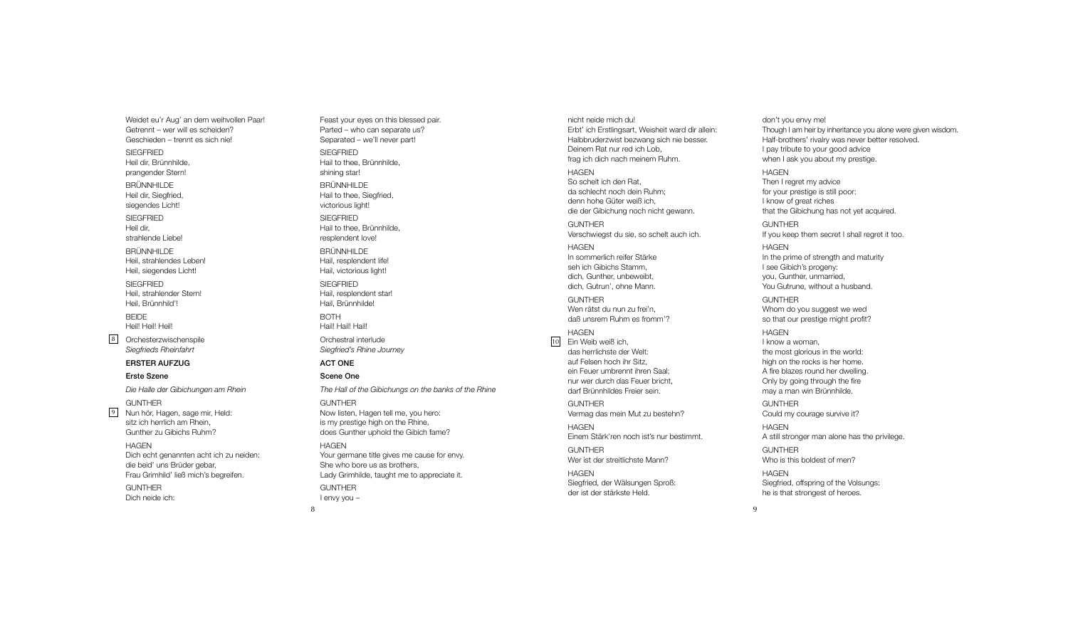Weidet eu'r Aug' an dem weihvollen Paar!
Getrennt – wer will es scheiden?
Geschieden – trennt es sich nie!

SIEGFRIED
Heil dir, Brünnhilde,
prangender Stern!

BRÜNNHILDE
Heil dir, Siegfried,
siegendes Licht!

SIEGFRIED
Heil dir,
strahlende Liebe!

BRÜNNHILDE
Heil, strahlendes Leben!
Heil, siegendes Licht!

SIEGFRIED
Heil, strahlender Stern!
Heil, Brünnhild'!

BEIDE
Heil! Heil! Heil!

8 Orchesterzwischenspile
*Siegfrieds Rheinfahrt*

**ERSTER AUFZUG**

**Erste Szene**

*Die Halle der Gibichungen am Rhein*

GUNTHER
9 Nun hör, Hagen, sage mir, Held:
sitz ich herrlich am Rhein,
Gunther zu Gibichs Ruhm?

HAGEN
Dich echt genannten acht ich zu neiden:
die beid' uns Brüder gebar,
Frau Grimhild' ließ mich's begreifen.

GUNTHER
Dich neide ich:

Feast your eyes on this blessed pair.
Parted – who can separate us?
Separated – we'll never part!

SIEGFRIED
Hail to thee, Brünnhilde,
shining star!

BRÜNNHILDE
Hail to thee, Siegfried,
victorious light!

SIEGFRIED
Hail to thee, Brünnhilde,
resplendent love!

BRÜNNHILDE
Hail, resplendent life!
Hail, victorious light!

SIEGFRIED
Hail, resplendent star!
Hail, Brünnhilde!

BOTH
Hail! Hail! Hail!

Orchestral interlude
*Siegfried's Rhine Journey*

**ACT ONE**

**Scene One**

*The Hall of the Gibichungs on the banks of the Rhine*

GUNTHER
Now listen, Hagen tell me, you hero:
is my prestige high on the Rhine,
does Gunther uphold the Gibich fame?

HAGEN
Your germane title gives me cause for envy.
She who bore us as brothers,
Lady Grimhilde, taught me to appreciate it.

GUNTHER
I envy you –

nicht neide mich du!
Erbt' ich Erstlingsart, Weisheit ward dir allein:
Halbbruderzwist bezwang sich nie besser.
Deinem Rat nur red ich Lob,
frag ich dich nach meinem Ruhm.

HAGEN
So schelt ich den Rat,
da schlecht noch dein Ruhm;
denn hohe Güter weiß ich,
die der Gibichung noch nicht gewann.

GUNTHER
Verschwiegst du sie, so schelt auch ich.

HAGEN
In sommerlich reifer Stärke
seh ich Gibichs Stamm,
dich, Gunther, unbeweibt,
dich, Gutrun', ohne Mann.

GUNTHER
Wen rätst du nun zu frei'n,
daß unsrem Ruhm es fromm'?

HAGEN
10 Ein Weib weiß ich,
das herrlichste der Welt:
auf Felsen hoch ihr Sitz,
ein Feuer umbrennt ihren Saal;
nur wer durch das Feuer bricht,
darf Brünnhildes Freier sein.

GUNTHER
Vermag das mein Mut zu bestehn?

HAGEN
Einem Stärk'ren noch ist's nur bestimmt.

GUNTHER
Wer ist der streitlichste Mann?

HAGEN
Siegfried, der Wälsungen Sproß:
der ist der stärkste Held.

don't you envy me!
Though I am heir by inheritance you alone were given wisdom.
Half-brothers' rivalry was never better resolved.
I pay tribute to your good advice
when I ask you about my prestige.

HAGEN
Then I regret my advice
for your prestige is still poor:
I know of great riches
that the Gibichung has not yet acquired.

GUNTHER
If you keep them secret I shall regret it too.

HAGEN
In the prime of strength and maturity
I see Gibich's progeny:
you, Gunther, unmarried,
You Gutrune, without a husband.

GUNTHER
Whom do you suggest we wed
so that our prestige might profit?

HAGEN
I know a woman,
the most glorious in the world:
high on the rocks is her home.
A fire blazes round her dwelling.
Only by going through the fire
may a man win Brünnhilde.

GUNTHER
Could my courage survive it?

HAGEN
A still stronger man alone has the privilege.

GUNTHER
Who is this boldest of men?

HAGEN
Siegfried, offspring of the Volsungs:
he is that strongest of heroes.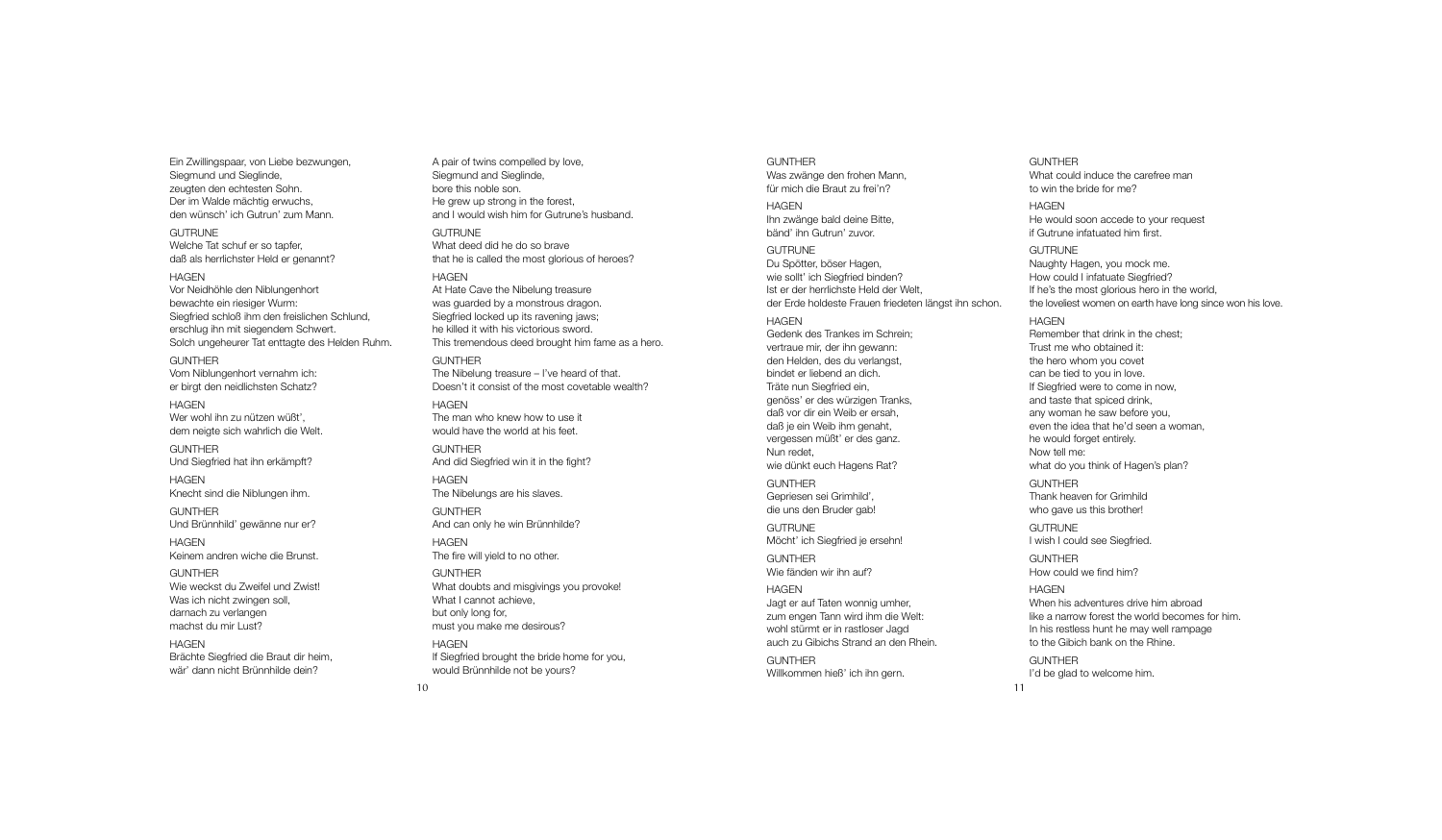Ein Zwillingspaar, von Liebe bezwungen,
Siegmund und Sieglinde,
zeugten den echtesten Sohn.
Der im Walde mächtig erwuchs,
den wünsch' ich Gutrun' zum Mann.

GUTRUNE
Welche Tat schuf er so tapfer,
daß als herrlichster Held er genannt?

HAGEN
Vor Neidhöhle den Niblungenhort
bewachte ein riesiger Wurm:
Siegfried schloß ihm den freislichen Schlund,
erschlug ihn mit siegendem Schwert.
Solch ungeheurer Tat enttagte des Helden Ruhm.

GUNTHER
Vom Niblungenhort vernahm ich:
er birgt den neidlichsten Schatz?

HAGEN
Wer wohl ihn zu nützen wüßt',
dem neigte sich wahrlich die Welt.

GUNTHER
Und Siegfried hat ihn erkämpft?

HAGEN
Knecht sind die Niblungen ihm.

GUNTHER
Und Brünnhild' gewänne nur er?

HAGEN
Keinem andren wiche die Brunst.

GUNTHER
Wie weckst du Zweifel und Zwist!
Was ich nicht zwingen soll,
darnach zu verlangen
machst du mir Lust?

HAGEN
Brächte Siegfried die Braut dir heim,
wär' dann nicht Brünnhilde dein?

A pair of twins compelled by love,
Siegmund and Sieglinde,
bore this noble son.
He grew up strong in the forest,
and I would wish him for Gutrune's husband.

GUTRUNE
What deed did he do so brave
that he is called the most glorious of heroes?

HAGEN
At Hate Cave the Nibelung treasure
was guarded by a monstrous dragon.
Siegfried locked up its ravening jaws;
he killed it with his victorious sword.
This tremendous deed brought him fame as a hero.

GUNTHER
The Nibelung treasure – I've heard of that.
Doesn't it consist of the most covetable wealth?

HAGEN
The man who knew how to use it
would have the world at his feet.

GUNTHER
And did Siegfried win it in the fight?

HAGEN
The Nibelungs are his slaves.

GUNTHER
And can only he win Brünnhilde?

HAGEN
The fire will yield to no other.

GUNTHER
What doubts and misgivings you provoke!
What I cannot achieve,
but only long for,
must you make me desirous?

HAGEN
If Siegfried brought the bride home for you,
would Brünnhilde not be yours?

GUNTHER
Was zwänge den frohen Mann,
für mich die Braut zu frei'n?

HAGEN
Ihn zwänge bald deine Bitte,
bänd' ihn Gutrun' zuvor.

GUTRUNE
Du Spötter, böser Hagen,
wie sollt' ich Siegfried binden?
Ist er der herrlichste Held der Welt,
der Erde holdeste Frauen friedeten längst ihn schon.

HAGEN
Gedenk des Trankes im Schrein;
vertraue mir, der ihn gewann:
den Helden, des du verlangst,
bindet er liebend an dich.
Träte nun Siegfried ein,
genöss' er des würzigen Tranks,
daß vor dir ein Weib er ersah,
daß je ein Weib ihm genaht,
vergessen müßt' er des ganz.
Nun redet,
wie dünkt euch Hagens Rat?

GUNTHER
Gepriesen sei Grimhild',
die uns den Bruder gab!

GUTRUNE
Möcht' ich Siegfried je ersehn!

GUNTHER
Wie fänden wir ihn auf?

HAGEN
Jagt er auf Taten wonnig umher,
zum engen Tann wird ihm die Welt:
wohl stürmt er in rastloser Jagd
auch zu Gibichs Strand an den Rhein.

GUNTHER
Willkommen hieß' ich ihn gern.

GUNTHER
What could induce the carefree man
to win the bride for me?

HAGEN
He would soon accede to your request
if Gutrune infatuated him first.

GUTRUNE
Naughty Hagen, you mock me.
How could I infatuate Siegfried?
If he's the most glorious hero in the world,
the loveliest women on earth have long since won his love.

HAGEN
Remember that drink in the chest;
Trust me who obtained it:
the hero whom you covet
can be tied to you in love.
If Siegfried were to come in now,
and taste that spiced drink,
any woman he saw before you,
even the idea that he'd seen a woman,
he would forget entirely.
Now tell me:
what do you think of Hagen's plan?

GUNTHER
Thank heaven for Grimhild
who gave us this brother!

GUTRUNE
I wish I could see Siegfried.

GUNTHER
How could we find him?

HAGEN
When his adventures drive him abroad
like a narrow forest the world becomes for him.
In his restless hunt he may well rampage
to the Gibich bank on the Rhine.

GUNTHER
I'd be glad to welcome him.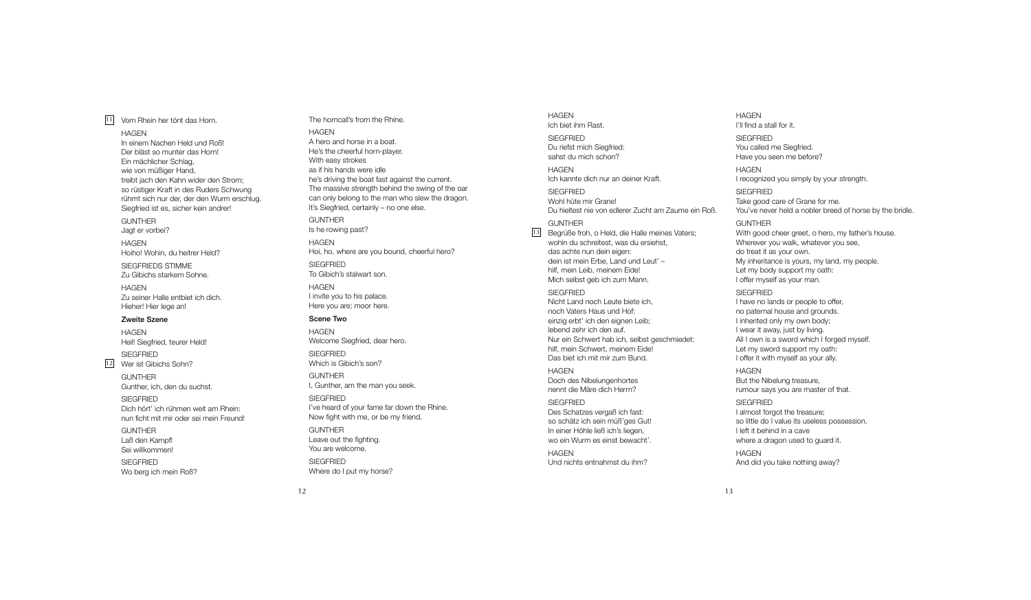[11] Vom Rhein her tönt das Horn.

HAGEN
In einem Nachen Held und Roß!
Der bläst so munter das Horn!
Ein mächlicher Schlag,
wie von müßiger Hand,
treibt jach den Kahn wider den Strom;
so rüstiger Kraft in des Ruders Schwung
rühmt sich nur der, der den Wurm erschlug.
Siegfried ist es, sicher kein andrer!

GUNTHER
Jagt er vorbei?

HAGEN
Hoiho! Wohin, du heitrer Held?

SIEGFRIEDS STIMME
Zu Gibichs starkem Sohne.

HAGEN
Zu seiner Halle entbiet ich dich.
Hieher! Hier lege an!

**Zweite Szene**

HAGEN
Heil! Siegfried, teurer Held!

SIEGFRIED
[12] Wer ist Gibichs Sohn?

GUNTHER
Gunther, ich, den du suchst.

SIEGFRIED
Dich hört' ich rühmen weit am Rhein:
nun ficht mit mir oder sei mein Freund!

GUNTHER
Laß den Kampf!
Sei willkommen!

SIEGFRIED
Wo berg ich mein Roß?

The horncall's from the Rhine.

HAGEN
A hero and horse in a boat.
He's the cheerful horn-player.
With easy strokes
as if his hands were idle
he's driving the boat fast against the current.
The massive strength behind the swing of the oar
can only belong to the man who slew the dragon.
It's Siegfried, certainly – no one else.

GUNTHER
Is he rowing past?

HAGEN
Hoi, ho, where are you bound, cheerful hero?

SIEGFRIED
To Gibich's stalwart son.

HAGEN
I invite you to his palace.
Here you are; moor here.

**Scene Two**

HAGEN
Welcome Siegfried, dear hero.

SIEGFRIED
Which is Gibich's son?

GUNTHER
I, Gunther, am the man you seek.

SIEGFRIED
I've heard of your fame far down the Rhine.
Now fight with me, or be my friend.

GUNTHER
Leave out the fighting.
You are welcome.

SIEGFRIED
Where do I put my horse?

HAGEN
Ich biet ihm Rast.

SIEGFRIED
Du riefst mich Siegfried:
sahst du mich schon?

HAGEN
Ich kannte dich nur an deiner Kraft.

SIEGFRIED
Wohl hüte mir Grane!
Du hieltest nie von edlerer Zucht am Zaume ein Roß.

GUNTHER
[13] Begrüße froh, o Held, die Halle meines Vaters;
wohin du schreitest, was du ersiehst,
das achte nun dein eigen:
dein ist mein Erbe, Land und Leut' –
hilf, mein Leib, meinem Eide!
Mich selbst geb ich zum Mann.

SIEGFRIED
Nicht Land noch Leute biete ich,
noch Vaters Haus und Hof:
einzig erbt' ich den eignen Leib;
lebend zehr ich den auf.
Nur ein Schwert hab ich, selbst geschmiedet:
hilf, mein Schwert, meinem Eide!
Das biet ich mit mir zum Bund.

HAGEN
Doch des Nibelungenhortes
nennt die Märe dich Herrn?

SIEGFRIED
Des Schatzes vergaß ich fast:
so schätz ich sein müß'ges Gut!
In einer Höhle ließ ich's liegen,
wo ein Wurm es einst bewacht'.

HAGEN
Und nichts entnahmst du ihm?

HAGEN
I'll find a stall for it.

SIEGFRIED
You called me Siegfried.
Have you seen me before?

HAGEN
I recognized you simply by your strength.

SIEGFRIED
Take good care of Grane for me.
You've never held a nobler breed of horse by the bridle.

GUNTHER
With good cheer greet, o hero, my father's house.
Wherever you walk, whatever you see,
do treat it as your own.
My inheritance is yours, my land, my people.
Let my body support my oath:
I offer myself as your man.

SIEGFRIED
I have no lands or people to offer,
no paternal house and grounds.
I inherited only my own body;
I wear it away, just by living.
All I own is a sword which I forged myself.
Let my sword support my oath:
I offer it with myself as your ally.

HAGEN
But the Nibelung treasure,
rumour says you are master of that.

SIEGFRIED
I almost forgot the treasure;
so little do I value its useless possession.
I left it behind in a cave
where a dragon used to guard it.

HAGEN
And did you take nothing away?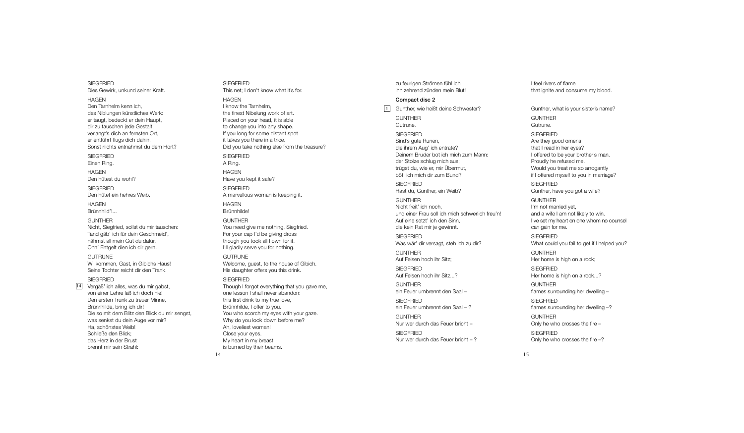SIEGFRIED
Dies Gewirk, unkund seiner Kraft.

HAGEN
Den Tarnhelm kenn ich,
des Niblungen künstliches Werk:
er taugt, bedeckt er dein Haupt,
dir zu tauschen jede Gestalt;
verlangt's dich an fernsten Ort,
er entführt flugs dich dahin.
Sonst nichts entnahmst du dem Hort?

SIEGFRIED
Einen Ring.

HAGEN
Den hütest du wohl?

SIEGFRIED
Den hütet ein hehres Weib.

HAGEN
Brünnhild'!...

GUNTHER
Nicht, Siegfried, sollst du mir tauschen:
Tand gäb' ich für dein Geschmeid',
nähmst all mein Gut du dafür.
Ohn' Entgelt dien ich dir gern.

GUTRUNE
Willkommen, Gast, in Gibichs Haus!
Seine Tochter reicht dir den Trank.

SIEGFRIED
[14] Vergäß' ich alles, was du mir gabst,
von einer Lehre laß ich doch nie!
Den ersten Trunk zu treuer Minne,
Brünnhilde, bring ich dir!
Die so mit dem Blitz den Blick du mir sengst,
was senkst du dein Auge vor mir?
Ha, schönstes Weib!
Schließe den Blick;
das Herz in der Brust
brennt mir sein Strahl:

SIEGFRIED
This net; I don't know what it's for.

HAGEN
I know the Tarnhelm,
the finest Nibelung work of art.
Placed on your head, it is able
to change you into any shape.
If you long for some distant spot
it takes you there in a trice.
Did you take nothing else from the treasure?

SIEGFRIED
A Ring.

HAGEN
Have you kept it safe?

SIEGFRIED
A marvellous woman is keeping it.

HAGEN
Brünnhilde!

GUNTHER
You need give me nothing, Siegfried.
For your cap I'd be giving dross
though you took all I own for it.
I'll gladly serve you for nothing.

GUTRUNE
Welcome, guest, to the house of Gibich.
His daughter offers you this drink.

SIEGFRIED
Though I forgot everything that you gave me,
one lesson I shall never abandon:
this first drink to my true love,
Brünnhilde, I offer to you.
You who scorch my eyes with your gaze.
Why do you look down before me?
Ah, loveliest woman!
Close your eyes.
My heart in my breast
is burned by their beams.

zu feurigen Strömen fühl ich
ihn zehrend zünden mein Blut!

**Compact disc 2**

[1] Gunther, wie heißt deine Schwester?

GUNTHER
Gutrune.

SIEGFRIED
Sind's gute Runen,
die ihrem Aug' ich entrate?
Deinem Bruder bot ich mich zum Mann:
der Stolze schlug mich aus;
trügst du, wie er, mir Übermut,
böt' ich mich dir zum Bund?

SIEGFRIED
Hast du, Gunther, ein Weib?

GUNTHER
Nicht freit' ich noch,
und einer Frau soll ich mich schwerlich freu'n!
Auf eine setzt' ich den Sinn,
die kein Rat mir je gewinnt.

SIEGFRIED
Was wär' dir versagt, steh ich zu dir?

GUNTHER
Auf Felsen hoch ihr Sitz;

SIEGFRIED
Auf Felsen hoch ihr Sitz...?

GUNTHER
ein Feuer umbrennt den Saal –

SIEGFRIED
ein Feuer umbrennt den Saal – ?

GUNTHER
Nur wer durch das Feuer bricht –

SIEGFRIED
Nur wer durch das Feuer bricht – ?

I feel rivers of flame
that ignite and consume my blood.

Gunther, what is your sister's name?

GUNTHER
Gutrune.

SIEGFRIED
Are they good omens
that I read in her eyes?
I offered to be your brother's man.
Proudly he refused me.
Would you treat me so arrogantly
if I offered myself to you in marriage?

SIEGFRIED
Gunther, have you got a wife?

GUNTHER
I'm not married yet,
and a wife I am not likely to win.
I've set my heart on one whom no counsel
can gain for me.

SIEGFRIED
What could you fail to get if I helped you?

GUNTHER
Her home is high on a rock;

SIEGFRIED
Her home is high on a rock...?

GUNTHER
flames surrounding her dwelling –

SIEGFRIED
flames surrounding her dwelling –?

GUNTHER
Only he who crosses the fire –

SIEGFRIED
Only he who crosses the fire –?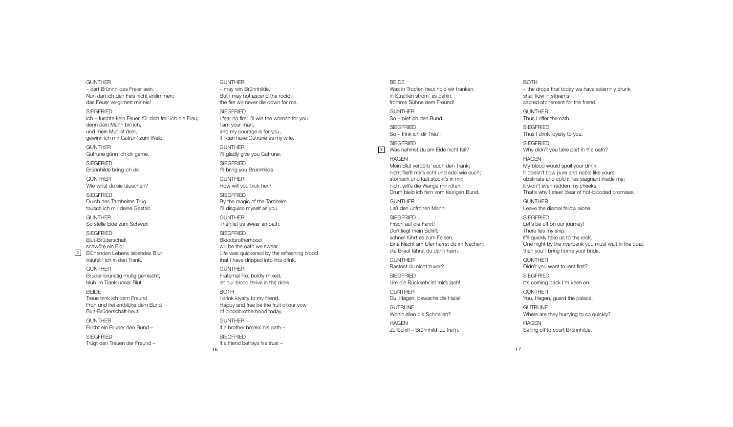GUNTHER
– darf Brünnhildes Freier sein.
Nun darf ich den Fels nicht erklimmen;
das Feuer verglimmt mir nie!

SIEGFRIED
Ich – fürchte kein Feuer, für dich frei' ich die Frau;
denn dein Mann bin ich,
und mein Mut ist dein,
gewinn ich mir Gutrun' zum Weib.

GUNTHER
Gutrune gönn ich dir gerne.

SIEGFRIED
Brünnhilde bring ich dir.

GUNTHER
Wie willst du sie täuschen?

SIEGFRIED
Durch des Tarnhelms Trug
tausch ich mir deine Gestalt.

GUNTHER
So stelle Eide zum Schwur!

SIEGFRIED
Blut-Brüderschaft
schwöre ein Eid!
[2] Blühenden Lebens labendes Blut
träufelt' ich in den Trank.

GUNTHER
Bruder-brünstig mutig gemischt,
blüh im Trank unser Blut.

BEIDE
Treue trink ich dem Freund.
Froh und frei entblühe dem Bund
Blut-Brüderschaft heut!

GUNTHER
Bricht ein Bruder den Bund –

SIEGFRIED
Trügt den Treuen der Freund –

GUNTHER
– may win Brünnhilde.
But I may not ascend the rock;
the fire will never die down for me.

SIEGFRIED
I fear no fire: I'll win the woman for you.
I am your man,
and my courage is for you,
if I can have Gutrune as my wife.

GUNTHER
I'll gladly give you Gutrune.

SIEGFRIED
I'll bring you Brünnhilde.

GUNTHER
How will you trick her?

SIEGFRIED
By the magic of the Tarnhelm
I'll disguise myself as you.

GUNTHER
Then let us swear an oath.

SIEGFRIED
Bloodbrotherhood
will be the oath we swear.
Life was quickened by the refreshing blood
that I have dripped into this drink.

GUNTHER
Fraternal fire, boldly mixed,
let our blood thrive in the drink.

BOTH
I drink loyalty to my friend.
Happy and free be the fruit of our vow
of bloodbrotherhood today.

GUNTHER
If a brother breaks his oath –

SIEGFRIED
If a friend betrays his trust –

BEIDE
Was in Tropfen heut hold wir tranken,
in Strahlen ström' es dahin,
fromme Sühne dem Freund!

GUNTHER
So – biet ich den Bund.

SIEGFRIED
So – trink ich dir Treu'!

SIEGFRIED
[3] Was nahmst du am Eide nicht teil?

HAGEN
Mein Blut verdürb' euch den Trank;
nicht fließt mir's echt und edel wie euch;
störrisch und kalt stockt's in mir;
nicht will's die Wange mir röten.
Drum bleib ich fern vom feurigen Bund.

GUNTHER
Laß den unfrohen Mann!

SIEGFRIED
Frisch auf die Fahrt!
Dort liegt mein Schiff;
schnell führt es zum Felsen.
Eine Nacht am Ufer harrst du im Nachen;
die Braut fährst du dann heim.

GUNTHER
Rastest du nicht zuvor?

SIEGFRIED
Um die Rückkehr ist mir's jach!

GUNTHER
Du, Hagen, bewache die Halle!

GUTRUNE
Wohin eilen die Schnellen?

HAGEN
Zu Schiff – Brünnhild' zu frei'n.

BOTH
– the drops that today we have solemnly drunk
shall flow in streams,
sacred atonement for the friend.

GUNTHER
Thus I offer the oath.

SIEGFRIED
Thus I drink loyalty to you.

SIEGFRIED
Why didn't you take part in the oath?

HAGEN
My blood would spoil your drink.
It doesn't flow pure and noble like yours;
obstinate and cold it lies stagnant inside me;
it won't even redden my cheeks.
That's why I steer clear of hot-blooded promises.

GUNTHER
Leave the dismal fellow alone.

SIEGFRIED
Let's be off on our journey!
There lies my ship;
it'll quickly take us to the rock.
One night by the riverbank you must wait in the boat,
then you'll bring home your bride.

GUNTHER
Didn't you want to rest first?

SIEGFRIED
It's coming back I'm keen on.

GUNTHER
You, Hagen, guard the palace.

GUTRUNE
Where are they hurrying to so quickly?

HAGEN
Sailing off to court Brünnhilde.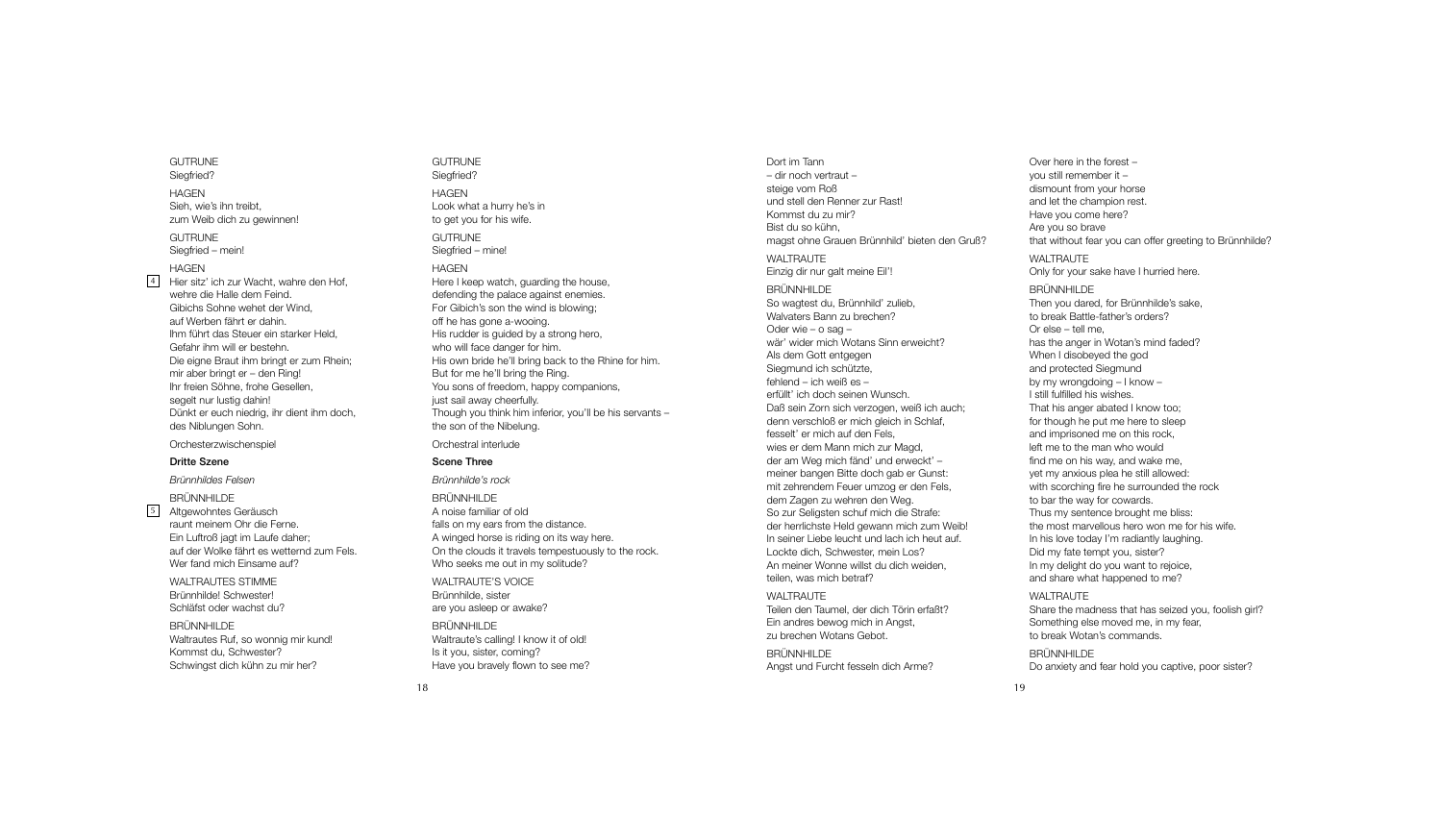GUTRUNE
Siegfried?

HAGEN
Sieh, wie's ihn treibt,
zum Weib dich zu gewinnen!

GUTRUNE
Siegfried – mein!

HAGEN
4 Hier sitz' ich zur Wacht, wahre den Hof,
wehre die Halle dem Feind.
Gibichs Sohne wehet der Wind,
auf Werben fährt er dahin.
Ihm führt das Steuer ein starker Held,
Gefahr ihm will er bestehn.
Die eigne Braut ihm bringt er zum Rhein;
mir aber bringt er – den Ring!
Ihr freien Söhne, frohe Gesellen,
segelt nur lustig dahin!
Dünkt er euch niedrig, ihr dient ihm doch,
des Niblungen Sohn.

Orchesterzwischenspiel

**Dritte Szene**

*Brünnhildes Felsen*

BRÜNNHILDE
5 Altgewohntes Geräusch
raunt meinem Ohr die Ferne.
Ein Luftroß jagt im Laufe daher;
auf der Wolke fährt es wetternd zum Fels.
Wer fand mich Einsame auf?

WALTRAUTES STIMME
Brünnhilde! Schwester!
Schläfst oder wachst du?

BRÜNNHILDE
Waltrautes Ruf, so wonnig mir kund!
Kommst du, Schwester?
Schwingst dich kühn zu mir her?

GUTRUNE
Siegfried?

HAGEN
Look what a hurry he's in
to get you for his wife.

GUTRUNE
Siegfried – mine!

HAGEN
Here I keep watch, guarding the house,
defending the palace against enemies.
For Gibich's son the wind is blowing;
off he has gone a-wooing.
His rudder is guided by a strong hero,
who will face danger for him.
His own bride he'll bring back to the Rhine for him.
But for me he'll bring the Ring.
You sons of freedom, happy companions,
just sail away cheerfully.
Though you think him inferior, you'll be his servants –
the son of the Nibelung.

Orchestral interlude

**Scene Three**

*Brünnhilde's rock*

BRÜNNHILDE
A noise familiar of old
falls on my ears from the distance.
A winged horse is riding on its way here.
On the clouds it travels tempestuously to the rock.
Who seeks me out in my solitude?

WALTRAUTE'S VOICE
Brünnhilde, sister
are you asleep or awake?

BRÜNNHILDE
Waltraute's calling! I know it of old!
Is it you, sister, coming?
Have you bravely flown to see me?

Dort im Tann
– dir noch vertraut –
steige vom Roß
und stell den Renner zur Rast!
Kommst du zu mir?
Bist du so kühn,
magst ohne Grauen Brünnhild' bieten den Gruß?

WALTRAUTE
Einzig dir nur galt meine Eil'!

BRÜNNHILDE
So wagtest du, Brünnhild' zulieb,
Walvaters Bann zu brechen?
Oder wie – o sag –
wär' wider mich Wotans Sinn erweicht?
Als dem Gott entgegen
Siegmund ich schützte,
fehlend – ich weiß es –
erfüllt' ich doch seinen Wunsch.
Daß sein Zorn sich verzogen, weiß ich auch;
denn verschloß er mich gleich in Schlaf,
fesselt' er mich auf den Fels,
wies er dem Mann mich zur Magd,
der am Weg mich fänd' und erweckt' –
meiner bangen Bitte doch gab er Gunst:
mit zehrendem Feuer umzog er den Fels,
dem Zagen zu wehren den Weg.
So zur Seligsten schuf mich die Strafe:
der herrlichste Held gewann mich zum Weib!
In seiner Liebe leucht und lach ich heut auf.
Lockte dich, Schwester, mein Los?
An meiner Wonne willst du dich weiden,
teilen, was mich betraf?

WALTRAUTE
Teilen den Taumel, der dich Törin erfaßt?
Ein andres bewog mich in Angst,
zu brechen Wotans Gebot.

BRÜNNHILDE
Angst und Furcht fesseln dich Arme?

Over here in the forest –
you still remember it –
dismount from your horse
and let the champion rest.
Have you come here?
Are you so brave
that without fear you can offer greeting to Brünnhilde?

WALTRAUTE
Only for your sake have I hurried here.

BRÜNNHILDE
Then you dared, for Brünnhilde's sake,
to break Battle-father's orders?
Or else – tell me,
has the anger in Wotan's mind faded?
When I disobeyed the god
and protected Siegmund
by my wrongdoing – I know –
I still fulfilled his wishes.
That his anger abated I know too;
for though he put me here to sleep
and imprisoned me on this rock,
left me to the man who would
find me on his way, and wake me,
yet my anxious plea he still allowed:
with scorching fire he surrounded the rock
to bar the way for cowards.
Thus my sentence brought me bliss:
the most marvellous hero won me for his wife.
In his love today I'm radiantly laughing.
Did my fate tempt you, sister?
In my delight do you want to rejoice,
and share what happened to me?

WALTRAUTE
Share the madness that has seized you, foolish girl?
Something else moved me, in my fear,
to break Wotan's commands.

BRÜNNHILDE
Do anxiety and fear hold you captive, poor sister?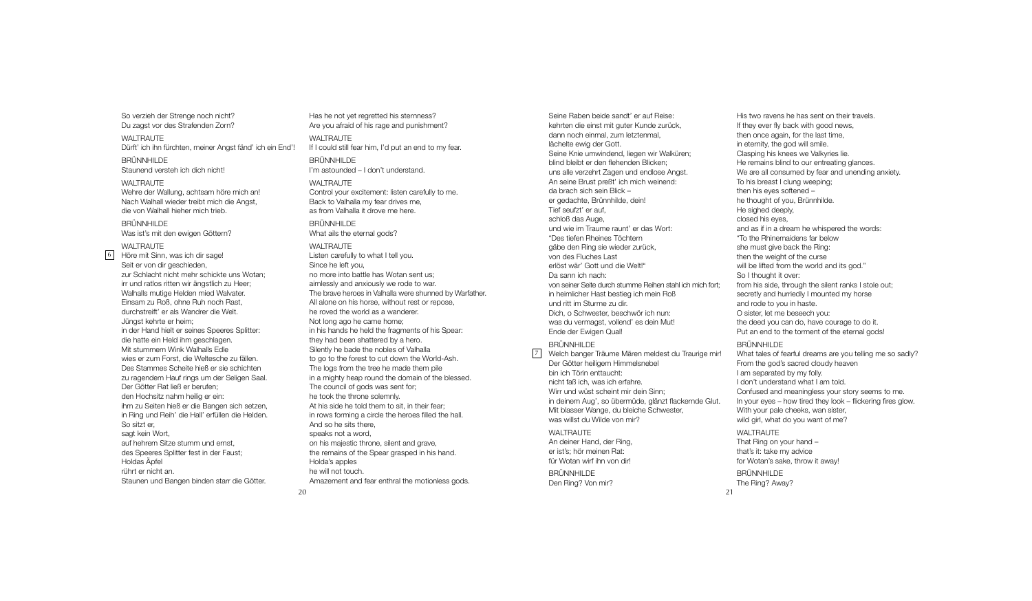So verzieh der Strenge noch nicht?
Du zagst vor des Strafenden Zorn?

WALTRAUTE
Dürft' ich ihn fürchten, meiner Angst fänd' ich ein End'!

BRÜNNHILDE
Staunend versteh ich dich nicht!

WALTRAUTE
Wehre der Wallung, achtsam höre mich an!
Nach Walhall wieder treibt mich die Angst,
die von Walhall hieher mich trieb.

BRÜNNHILDE
Was ist's mit den ewigen Göttern?

WALTRAUTE
6 Höre mit Sinn, was ich dir sage!
Seit er von dir geschieden,
zur Schlacht nicht mehr schickte uns Wotan;
irr und ratlos ritten wir ängstlich zu Heer;
Walhalls mutige Helden mied Walvater.
Einsam zu Roß, ohne Ruh noch Rast,
durchstreift' er als Wandrer die Welt.
Jüngst kehrte er heim;
in der Hand hielt er seines Speeres Splitter:
die hatte ein Held ihm geschlagen.
Mit stummem Wink Walhalls Edle
wies er zum Forst, die Weltesche zu fällen.
Des Stammes Scheite hieß er sie schichten
zu ragendem Hauf rings um der Seligen Saal.
Der Götter Rat ließ er berufen;
den Hochsitz nahm heilig er ein:
ihm zu Seiten hieß er die Bangen sich setzen,
in Ring und Reih' die Hall' erfüllen die Helden.
So sitzt er,
sagt kein Wort,
auf hehrem Sitze stumm und ernst,
des Speeres Splitter fest in der Faust;
Holdas Äpfel
rührt er nicht an.
Staunen und Bangen binden starr die Götter.

Has he not yet regretted his sternness?
Are you afraid of his rage and punishment?

WALTRAUTE
If I could still fear him, I'd put an end to my fear.

BRÜNNHILDE
I'm astounded – I don't understand.

WALTRAUTE
Control your excitement: listen carefully to me.
Back to Valhalla my fear drives me,
as from Valhalla it drove me here.

BRÜNNHILDE
What ails the eternal gods?

WALTRAUTE
Listen carefully to what I tell you.
Since he left you,
no more into battle has Wotan sent us;
aimlessly and anxiously we rode to war.
The brave heroes in Valhalla were shunned by Warfather.
All alone on his horse, without rest or repose,
he roved the world as a wanderer.
Not long ago he came home;
in his hands he held the fragments of his Spear:
they had been shattered by a hero.
Silently he bade the nobles of Valhalla
to go to the forest to cut down the World-Ash.
The logs from the tree he made them pile
in a mighty heap round the domain of the blessed.
The council of gods was sent for;
he took the throne solemnly.
At his side he told them to sit, in their fear;
in rows forming a circle the heroes filled the hall.
And so he sits there,
speaks not a word,
on his majestic throne, silent and grave,
the remains of the Spear grasped in his hand.
Holda's apples
he will not touch.
Amazement and fear enthral the motionless gods.

Seine Raben beide sandt' er auf Reise:
kehrten die einst mit guter Kunde zurück,
dann noch einmal, zum letztenmal,
lächelte ewig der Gott.
Seine Knie umwindend, liegen wir Walküren;
blind bleibt er den flehenden Blicken;
uns alle verzehrt Zagen und endlose Angst.
An seine Brust preßt' ich mich weinend:
da brach sich sein Blick –
er gedachte, Brünnhilde, dein!
Tief seufzt' er auf,
schloß das Auge,
und wie im Traume raunt' er das Wort:
"Des tiefen Rheines Töchtern
gäbe den Ring sie wieder zurück,
von des Fluches Last
erlöst wär' Gott und die Welt!"
Da sann ich nach:
von seiner Seite durch stumme Reihen stahl ich mich fort;
in heimlicher Hast bestieg ich mein Roß
und ritt im Sturme zu dir.
Dich, o Schwester, beschwör ich nun:
was du vermagst, vollend' es dein Mut!
Ende der Ewigen Qual!

His two ravens he has sent on their travels.
If they ever fly back with good news,
then once again, for the last time,
in eternity, the god will smile.
Clasping his knees we Valkyries lie.
He remains blind to our entreating glances.
We are all consumed by fear and unending anxiety.
To his breast I clung weeping;
then his eyes softened –
he thought of you, Brünnhilde.
He sighed deeply,
closed his eyes,
and as if in a dream he whispered the words:
"To the Rhinemaidens far below
she must give back the Ring:
then the weight of the curse
will be lifted from the world and its god."
So I thought it over:
from his side, through the silent ranks I stole out;
secretly and hurriedly I mounted my horse
and rode to you in haste.
O sister, let me beseech you:
the deed you can do, have courage to do it.
Put an end to the torment of the eternal gods!

BRÜNNHILDE
7 Welch banger Träume Mären meldest du Traurige mir!
Der Götter heiligem Himmelsnebel
bin ich Törin enttaucht:
nicht faß ich, was ich erfahre.
Wirr und wüst scheint mir dein Sinn;
in deinem Aug', so übermüde, glänzt flackernde Glut.
Mit blasser Wange, du bleiche Schwester,
was willst du Wilde von mir?

WALTRAUTE
An deiner Hand, der Ring,
er ist's; hör meinen Rat:
für Wotan wirf ihn von dir!

BRÜNNHILDE
Den Ring? Von mir?

BRÜNNHILDE
What tales of fearful dreams are you telling me so sadly?
From the god's sacred cloudy heaven
I am separated by my folly.
I don't understand what I am told.
Confused and meaningless your story seems to me.
In your eyes – how tired they look – flickering fires glow.
With your pale cheeks, wan sister,
wild girl, what do you want of me?

WALTRAUTE
That Ring on your hand –
that's it: take my advice
for Wotan's sake, throw it away!

BRÜNNHILDE
The Ring? Away?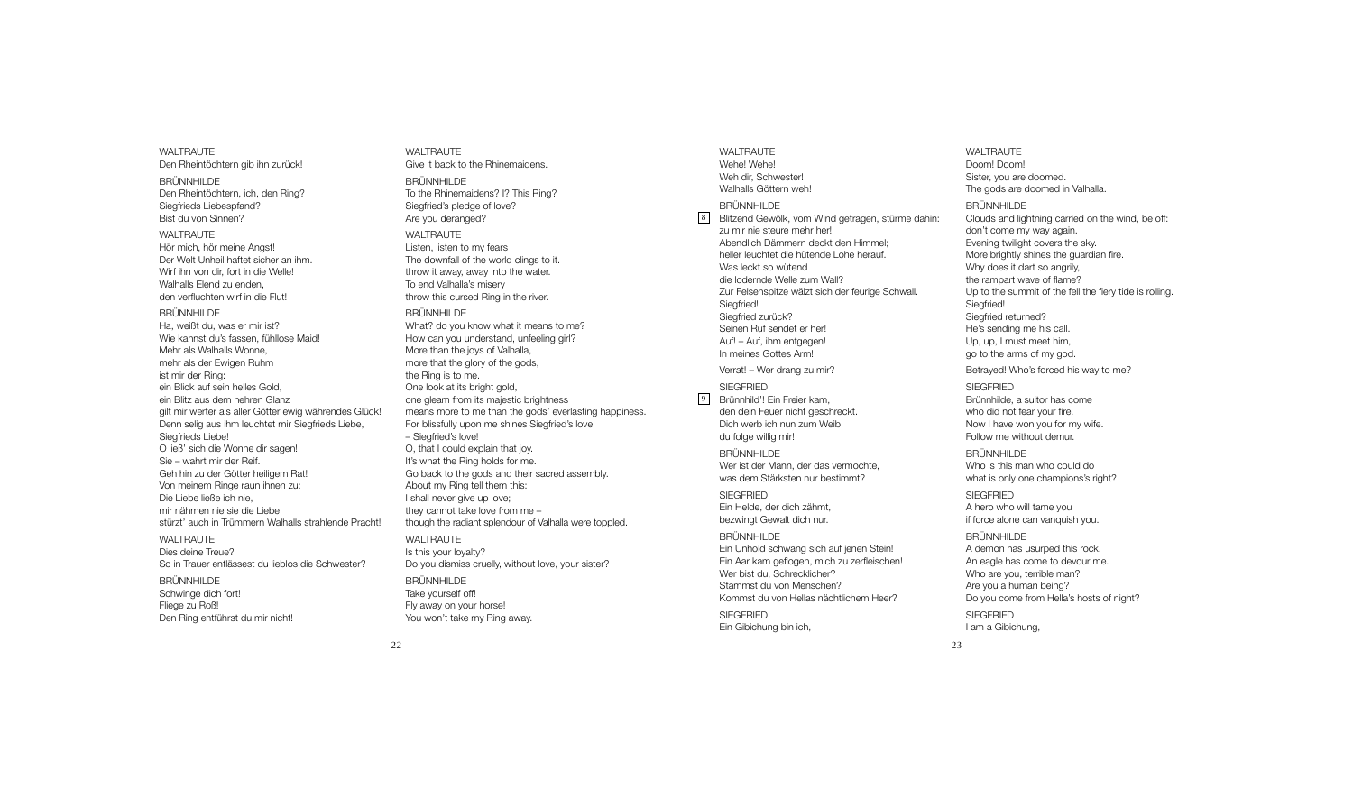WALTRAUTE
Den Rheintöchtern gib ihn zurück!

BRÜNNHILDE
Den Rheintöchtern, ich, den Ring?
Siegfrieds Liebespfand?
Bist du von Sinnen?

WALTRAUTE
Hör mich, hör meine Angst!
Der Welt Unheil haftet sicher an ihm.
Wirf ihn von dir, fort in die Welle!
Walhalls Elend zu enden,
den verfluchten wirf in die Flut!

BRÜNNHILDE
Ha, weißt du, was er mir ist?
Wie kannst du's fassen, fühllose Maid!
Mehr als Walhalls Wonne,
mehr als der Ewigen Ruhm
ist mir der Ring:
ein Blick auf sein helles Gold,
ein Blitz aus dem hehren Glanz
gilt mir werter als aller Götter ewig währendes Glück!
Denn selig aus ihm leuchtet mir Siegfrieds Liebe,
Siegfrieds Liebe!
O ließ' sich die Wonne dir sagen!
Sie – wahrt mir der Reif.
Geh hin zu der Götter heiligem Rat!
Von meinem Ringe raun ihnen zu:
Die Liebe ließe ich nie,
mir nähmen nie sie die Liebe,
stürzt' auch in Trümmern Walhalls strahlende Pracht!

WALTRAUTE
Dies deine Treue?
So in Trauer entlässest du lieblos die Schwester?

BRÜNNHILDE
Schwinge dich fort!
Fliege zu Roß!
Den Ring entführst du mir nicht!

WALTRAUTE
Give it back to the Rhinemaidens.

BRÜNNHILDE
To the Rhinemaidens? I? This Ring?
Siegfried's pledge of love?
Are you deranged?

WALTRAUTE
Listen, listen to my fears
The downfall of the world clings to it.
throw it away, away into the water.
To end Valhalla's misery
throw this cursed Ring in the river.

BRÜNNHILDE
What? do you know what it means to me?
How can you understand, unfeeling girl?
More than the joys of Valhalla,
more that the glory of the gods,
the Ring is to me.
One look at its bright gold,
one gleam from its majestic brightness
means more to me than the gods' everlasting happiness.
For blissfully upon me shines Siegfried's love.
– Siegfried's love!
O, that I could explain that joy.
It's what the Ring holds for me.
Go back to the gods and their sacred assembly.
About my Ring tell them this:
I shall never give up love;
they cannot take love from me –
though the radiant splendour of Valhalla were toppled.

WALTRAUTE
Is this your loyalty?
Do you dismiss cruelly, without love, your sister?

BRÜNNHILDE
Take yourself off!
Fly away on your horse!
You won't take my Ring away.

WALTRAUTE
Wehe! Wehe!
Weh dir, Schwester!
Walhalls Göttern weh!

BRÜNNHILDE
[8] Blitzend Gewölk, vom Wind getragen, stürme dahin:
zu mir nie steure mehr her!
Abendlich Dämmern deckt den Himmel;
heller leuchtet die hütende Lohe herauf.
Was leckt so wütend
die lodernde Welle zum Wall?
Zur Felsenspitze wälzt sich der feurige Schwall.
Siegfried!
Siegfried zurück?
Seinen Ruf sendet er her!
Auf! – Auf, ihm entgegen!
In meines Gottes Arm!

Verrat! – Wer drang zu mir?

SIEGFRIED
[9] Brünnhild'! Ein Freier kam,
den dein Feuer nicht geschreckt.
Dich werb ich nun zum Weib:
du folge willig mir!

BRÜNNHILDE
Wer ist der Mann, der das vermochte,
was dem Stärksten nur bestimmt?

SIEGFRIED
Ein Helde, der dich zähmt,
bezwingt Gewalt dich nur.

BRÜNNHILDE
Ein Unhold schwang sich auf jenen Stein!
Ein Aar kam geflogen, mich zu zerfleischen!
Wer bist du, Schrecklicher?
Stammst du von Menschen?
Kommst du von Hellas nächtlichem Heer?

SIEGFRIED
Ein Gibichung bin ich,

WALTRAUTE
Doom! Doom!
Sister, you are doomed.
The gods are doomed in Valhalla.

BRÜNNHILDE
Clouds and lightning carried on the wind, be off:
don't come my way again.
Evening twilight covers the sky.
More brightly shines the guardian fire.
Why does it dart so angrily,
the rampart wave of flame?
Up to the summit of the fell the fiery tide is rolling.
Siegfried!
Siegfried returned?
He's sending me his call.
Up, up, I must meet him,
go to the arms of my god.

Betrayed! Who's forced his way to me?

SIEGFRIED
Brünnhilde, a suitor has come
who did not fear your fire.
Now I have won you for my wife.
Follow me without demur.

BRÜNNHILDE
Who is this man who could do
what is only one champions's right?

SIEGFRIED
A hero who will tame you
if force alone can vanquish you.

BRÜNNHILDE
A demon has usurped this rock.
An eagle has come to devour me.
Who are you, terrible man?
Are you a human being?
Do you come from Hella's hosts of night?

SIEGFRIED
I am a Gibichung,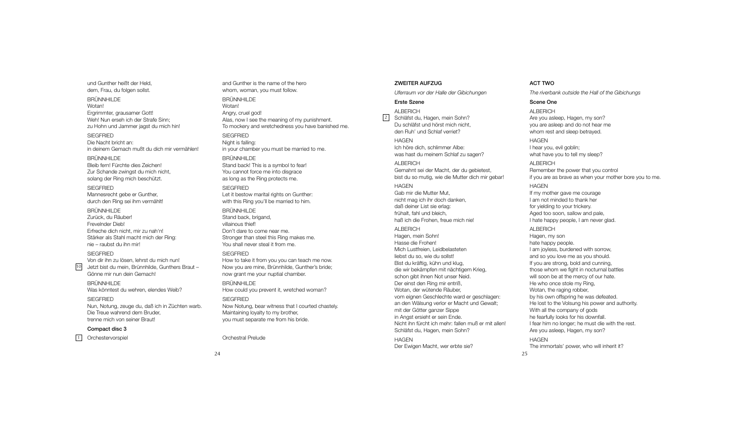und Gunther heißt der Held,
dem, Frau, du folgen sollst.

BRÜNNHILDE
Wotan!
Ergrimmter, grausamer Gott!
Weh! Nun erseh ich der Strafe Sinn;
zu Hohn und Jammer jagst du mich hin!

SIEGFRIED
Die Nacht bricht an:
in deinem Gemach mußt du dich mir vermählen!

BRÜNNHILDE
Bleib fern! Fürchte dies Zeichen!
Zur Schande zwingst du mich nicht,
solang der Ring mich beschützt.

SIEGFRIED
Mannesrecht gebe er Gunther,
durch den Ring sei ihm vermählt!

BRÜNNHILDE
Zurück, du Räuber!
Frevelnder Dieb!
Erfreche dich nicht, mir zu nah'n!
Stärker als Stahl macht mich der Ring:
nie – raubst du ihn mir!

SIEGFRIED
Von dir ihn zu lösen, lehrst du mich nun!
10 Jetzt bist du mein, Brünnhilde, Gunthers Braut –
Gönne mir nun dein Gemach!

BRÜNNHILDE
Was könntest du wehren, elendes Weib?

SIEGFRIED
Nun, Notung, zeuge du, daß ich in Züchten warb.
Die Treue wahrend dem Bruder,
trenne mich von seiner Braut!

**Compact disc 3**

1 Orchestervorspiel

and Gunther is the name of the hero
whom, woman, you must follow.

BRÜNNHILDE
Wotan!
Angry, cruel god!
Alas, now I see the meaning of my punishment.
To mockery and wretchedness you have banished me.

SIEGFRIED
Night is falling:
in your chamber you must be married to me.

BRÜNNHILDE
Stand back! This is a symbol to fear!
You cannot force me into disgrace
as long as the Ring protects me.

SIEGFRIED
Let it bestow marital rights on Gunther:
with this Ring you'll be married to him.

BRÜNNHILDE
Stand back, brigand,
villainous thief!
Don't dare to come near me.
Stronger than steel this Ring makes me.
You shall never steal it from me.

SIEGFRIED
How to take it from you you can teach me now.
Now you are mine, Brünnhilde, Gunther's bride;
now grant me your nuptial chamber.

BRÜNNHILDE
How could you prevent it, wretched woman?

SIEGFRIED
Now Notung, bear witness that I courted chastely.
Maintaining loyalty to my brother,
you must separate me from his bride.

Orchestral Prelude

## ZWEITER AUFZUG

*Uferraum vor der Halle der Gibichungen*

### Erste Szene

ALBERICH
2 Schläfst du, Hagen, mein Sohn?
Du schläfst und hörst mich nicht,
den Ruh' und Schlaf verriet?

HAGEN
Ich höre dich, schlimmer Albe:
was hast du meinem Schlaf zu sagen?

ALBERICH
Gemahnt sei der Macht, der du gebietest,
bist du so mutig, wie die Mutter dich mir gebar!

HAGEN
Gab mir die Mutter Mut,
nicht mag ich ihr doch danken,
daß deiner List sie erlag:
frühalt, fahl und bleich,
haß ich die Frohen, freue mich nie!

ALBERICH
Hagen, mein Sohn!
Hasse die Frohen!
Mich Lustfreien, Leidbelasteten
liebst du so, wie du sollst!
Bist du kräftig, kühn und klug,
die wir bekämpfen mit nächtigem Krieg,
schon gibt ihnen Not unser Neid.
Der einst den Ring mir entriß,
Wotan, der wütende Räuber,
vom eignen Geschlechte ward er geschlagen:
an den Wälsung verlor er Macht und Gewalt;
mit der Götter ganzer Sippe
in Angst ersieht er sein Ende.
Nicht ihn fürcht ich mehr: fallen muß er mit allen!
Schläfst du, Hagen, mein Sohn?

HAGEN
Der Ewigen Macht, wer erbte sie?

## ACT TWO

*The riverbank outside the Hall of the Gibichungs*

### Scene One

ALBERICH
Are you asleep, Hagen, my son?
you are asleep and do not hear me
whom rest and sleep betrayed.

HAGEN
I hear you, evil goblin;
what have you to tell my sleep?

ALBERICH
Remember the power that you control
if you are as brave as when your mother bore you to me.

HAGEN
If my mother gave me courage
I am not minded to thank her
for yielding to your trickery.
Aged too soon, sallow and pale,
I hate happy people, I am never glad.

ALBERICH
Hagen, my son
hate happy people.
I am joyless, burdened with sorrow,
and so you love me as you should.
If you are strong, bold and cunning,
those whom we fight in nocturnal battles
will soon be at the mercy of our hate.
He who once stole my Ring,
Wotan, the raging robber,
by his own offspring he was defeated.
He lost to the Volsung his power and authority.
With all the company of gods
he fearfully looks for his downfall.
I fear him no longer; he must die with the rest.
Are you asleep, Hagen, my son?

HAGEN
The immortals' power, who will inherit it?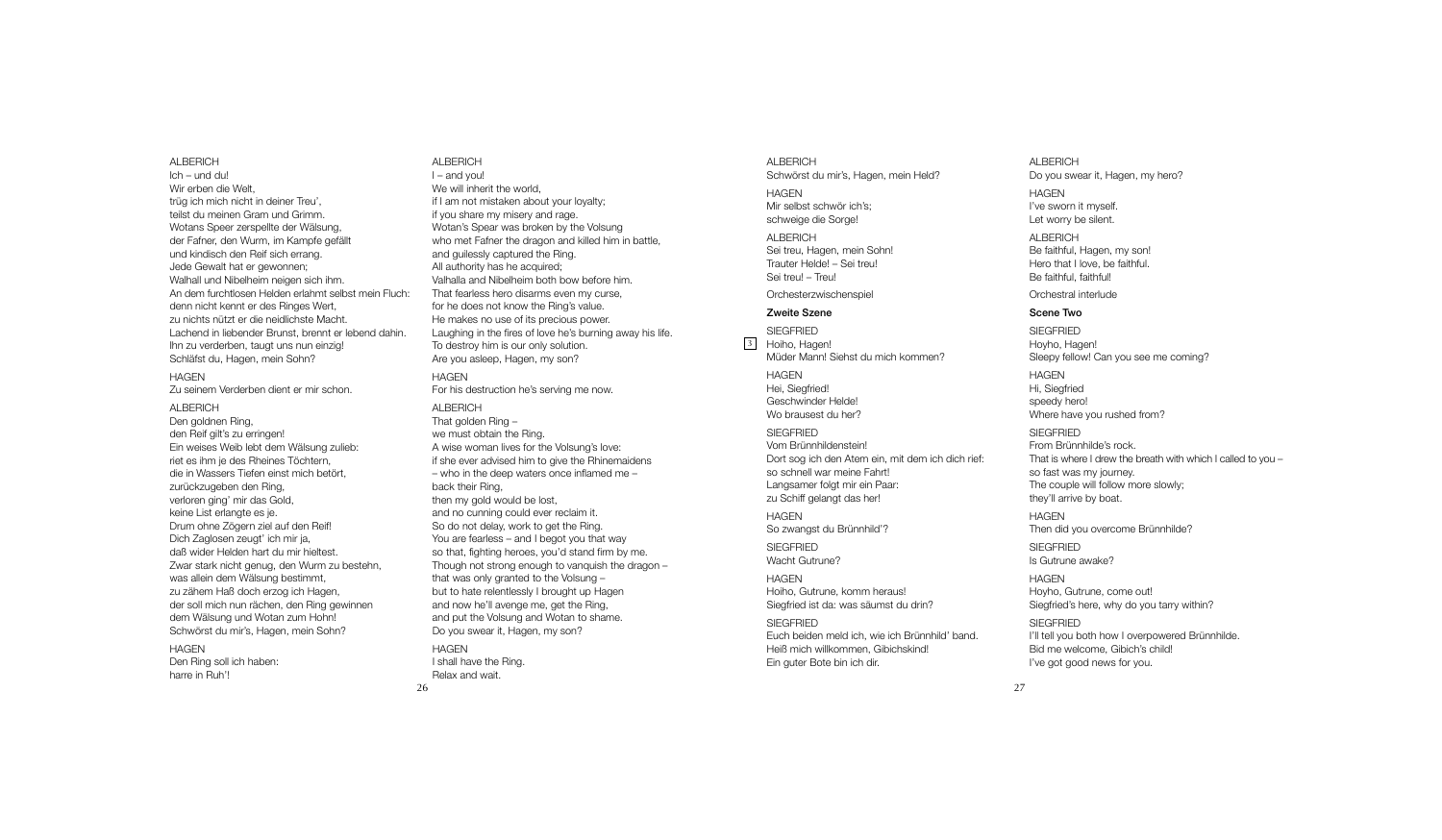ALBERICH
Ich – und du!
Wir erben die Welt,
trüg ich mich nicht in deiner Treu',
teilst du meinen Gram und Grimm.
Wotans Speer zerspellte der Wälsung,
der Fafner, den Wurm, im Kampfe gefällt
und kindisch den Reif sich errang.
Jede Gewalt hat er gewonnen;
Walhall und Nibelheim neigen sich ihm.
An dem furchtlosen Helden erlahmt selbst mein Fluch:
denn nicht kennt er des Ringes Wert,
zu nichts nützt er die neidlichste Macht.
Lachend in liebender Brunst, brennt er lebend dahin.
Ihn zu verderben, taugt uns nun einzig!
Schläfst du, Hagen, mein Sohn?

HAGEN
Zu seinem Verderben dient er mir schon.

ALBERICH
Den goldnen Ring,
den Reif gilt's zu erringen!
Ein weises Weib lebt dem Wälsung zulieb:
riet es ihm je des Rheines Töchtern,
die in Wassers Tiefen einst mich betört,
zurückzugeben den Ring,
verloren ging' mir das Gold,
keine List erlangte es je.
Drum ohne Zögern ziel auf den Reif!
Dich Zaglosen zeugt' ich mir ja,
daß wider Helden hart du mir hieltest.
Zwar stark nicht genug, den Wurm zu bestehn,
was allein dem Wälsung bestimmt,
zu zähem Haß doch erzog ich Hagen,
der soll mich nun rächen, den Ring gewinnen
dem Wälsung und Wotan zum Hohn!
Schwörst du mir's, Hagen, mein Sohn?

HAGEN
Den Ring soll ich haben:
harre in Ruh'!

ALBERICH
I – and you!
We will inherit the world,
if I am not mistaken about your loyalty;
if you share my misery and rage.
Wotan's Spear was broken by the Volsung
who met Fafner the dragon and killed him in battle,
and guilessly captured the Ring.
All authority has he acquired;
Valhalla and Nibelheim both bow before him.
That fearless hero disarms even my curse,
for he does not know the Ring's value.
He makes no use of its precious power.
Laughing in the fires of love he's burning away his life.
To destroy him is our only solution.
Are you asleep, Hagen, my son?

HAGEN
For his destruction he's serving me now.

ALBERICH
That golden Ring –
we must obtain the Ring.
A wise woman lives for the Volsung's love:
if she ever advised him to give the Rhinemaidens
– who in the deep waters once inflamed me –
back their Ring,
then my gold would be lost,
and no cunning could ever reclaim it.
So do not delay, work to get the Ring.
You are fearless – and I begot you that way
so that, fighting heroes, you'd stand firm by me.
Though not strong enough to vanquish the dragon –
that was only granted to the Volsung –
but to hate relentlessly I brought up Hagen
and now he'll avenge me, get the Ring,
and put the Volsung and Wotan to shame.
Do you swear it, Hagen, my son?

HAGEN
I shall have the Ring.
Relax and wait.

ALBERICH
Schwörst du mir's, Hagen, mein Held?

HAGEN
Mir selbst schwör ich's;
schweige die Sorge!

ALBERICH
Sei treu, Hagen, mein Sohn!
Trauter Helde! – Sei treu!
Sei treu! – Treu!

Orchesterzwischenspiel

**Zweite Szene**

SIEGFRIED
[3] Hoiho, Hagen!
Müder Mann! Siehst du mich kommen?

HAGEN
Hei, Siegfried!
Geschwinder Helde!
Wo brausest du her?

SIEGFRIED
Vom Brünnhildenstein!
Dort sog ich den Atem ein, mit dem ich dich rief:
so schnell war meine Fahrt!
Langsamer folgt mir ein Paar:
zu Schiff gelangt das her!

HAGEN
So zwangst du Brünnhild'?

SIEGFRIED
Wacht Gutrune?

HAGEN
Hoiho, Gutrune, komm heraus!
Siegfried ist da: was säumst du drin?

SIEGFRIED
Euch beiden meld ich, wie ich Brünnhild' band.
Heiß mich willkommen, Gibichskind!
Ein guter Bote bin ich dir.

ALBERICH
Do you swear it, Hagen, my hero?

HAGEN
I've sworn it myself.
Let worry be silent.

ALBERICH
Be faithful, Hagen, my son!
Hero that I love, be faithful.
Be faithful, faithful!

Orchestral interlude

**Scene Two**

SIEGFRIED
Hoyho, Hagen!
Sleepy fellow! Can you see me coming?

HAGEN
Hi, Siegfried
speedy hero!
Where have you rushed from?

SIEGFRIED
From Brünnhilde's rock.
That is where I drew the breath with which I called to you –
so fast was my journey.
The couple will follow more slowly;
they'll arrive by boat.

HAGEN
Then did you overcome Brünnhilde?

SIEGFRIED
Is Gutrune awake?

HAGEN
Hoyho, Gutrune, come out!
Siegfried's here, why do you tarry within?

SIEGFRIED
I'll tell you both how I overpowered Brünnhilde.
Bid me welcome, Gibich's child!
I've got good news for you.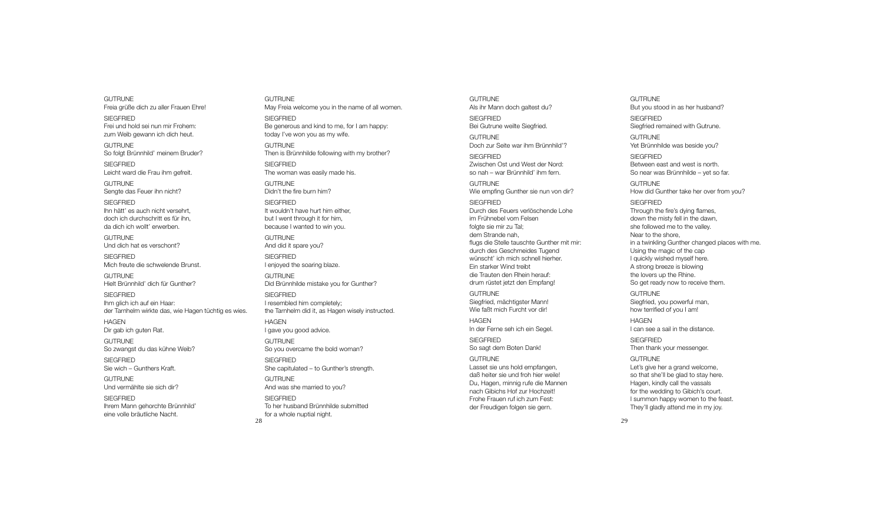GUTRUNE
Freia grüße dich zu aller Frauen Ehre!

SIEGFRIED
Frei und hold sei nun mir Frohem:
zum Weib gewann ich dich heut.

GUTRUNE
So folgt Brünnhild' meinem Bruder?

SIEGFRIED
Leicht ward die Frau ihm gefreit.

GUTRUNE
Sengte das Feuer ihn nicht?

SIEGFRIED
Ihn hätt' es auch nicht versehrt,
doch ich durchschritt es für ihn,
da dich ich wollt' erwerben.

GUTRUNE
Und dich hat es verschont?

SIEGFRIED
Mich freute die schwelende Brunst.

GUTRUNE
Hielt Brünnhild' dich für Gunther?

SIEGFRIED
Ihm glich ich auf ein Haar:
der Tarnhelm wirkte das, wie Hagen tüchtig es wies.

HAGEN
Dir gab ich guten Rat.

GUTRUNE
So zwangst du das kühne Weib?

SIEGFRIED
Sie wich – Gunthers Kraft.

GUTRUNE
Und vermählte sie sich dir?

SIEGFRIED
Ihrem Mann gehorchte Brünnhild'
eine volle bräutliche Nacht.

GUTRUNE
May Freia welcome you in the name of all women.

SIEGFRIED
Be generous and kind to me, for I am happy:
today I've won you as my wife.

GUTRUNE
Then is Brünnhilde following with my brother?

SIEGFRIED
The woman was easily made his.

GUTRUNE
Didn't the fire burn him?

SIEGFRIED
It wouldn't have hurt him either,
but I went through it for him,
because I wanted to win you.

GUTRUNE
And did it spare you?

SIEGFRIED
I enjoyed the soaring blaze.

GUTRUNE
Did Brünnhilde mistake you for Gunther?

SIEGFRIED
I resembled him completely;
the Tarnhelm did it, as Hagen wisely instructed.

HAGEN
I gave you good advice.

GUTRUNE
So you overcame the bold woman?

SIEGFRIED
She capitulated – to Gunther's strength.

GUTRUNE
And was she married to you?

SIEGFRIED
To her husband Brünnhilde submitted
for a whole nuptial night.

GUTRUNE
Als ihr Mann doch galtest du?

SIEGFRIED
Bei Gutrune weilte Siegfried.

GUTRUNE
Doch zur Seite war ihm Brünnhild'?

SIEGFRIED
Zwischen Ost und West der Nord:
so nah – war Brünnhild' ihm fern.

GUTRUNE
Wie empfing Gunther sie nun von dir?

SIEGFRIED
Durch des Feuers verlöschende Lohe
im Frühnebel vom Felsen
folgte sie mir zu Tal;
dem Strande nah,
flugs die Stelle tauschte Gunther mit mir:
durch des Geschmeides Tugend
wünscht' ich mich schnell hierher.
Ein starker Wind treibt
die Trauten den Rhein herauf:
drum rüstet jetzt den Empfang!

GUTRUNE
Siegfried, mächtigster Mann!
Wie faßt mich Furcht vor dir!

HAGEN
In der Ferne seh ich ein Segel.

SIEGFRIED
So sagt dem Boten Dank!

GUTRUNE
Lasset sie uns hold empfangen,
daß heiter sie und froh hier weile!
Du, Hagen, minnig rufe die Mannen
nach Gibichs Hof zur Hochzeit!
Frohe Frauen ruf ich zum Fest:
der Freudigen folgen sie gern.

GUTRUNE
But you stood in as her husband?

SIEGFRIED
Siegfried remained with Gutrune.

GUTRUNE
Yet Brünnhilde was beside you?

SIEGFRIED
Between east and west is north.
So near was Brünnhilde – yet so far.

GUTRUNE
How did Gunther take her over from you?

SIEGFRIED
Through the fire's dying flames,
down the misty fell in the dawn,
she followed me to the valley.
Near to the shore,
in a twinkling Gunther changed places with me.
Using the magic of the cap
I quickly wished myself here.
A strong breeze is blowing
the lovers up the Rhine.
So get ready now to receive them.

GUTRUNE
Siegfried, you powerful man,
how terrified of you I am!

HAGEN
I can see a sail in the distance.

SIEGFRIED
Then thank your messenger.

GUTRUNE
Let's give her a grand welcome,
so that she'll be glad to stay here.
Hagen, kindly call the vassals
for the wedding to Gibich's court.
I summon happy women to the feast.
They'll gladly attend me in my joy.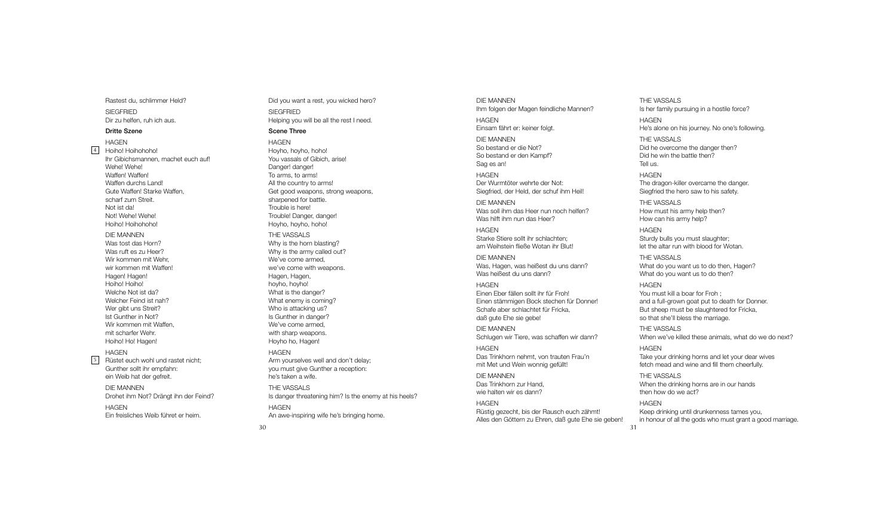Rastest du, schlimmer Held?

SIEGFRIED
Dir zu helfen, ruh ich aus.

**Dritte Szene**

HAGEN

4 Hoiho! Hoihohoho!
Ihr Gibichsmannen, machet euch auf!
Wehe! Wehe!
Waffen! Waffen!
Waffen durchs Land!
Gute Waffen! Starke Waffen,
scharf zum Streit.
Not ist da!
Not! Wehe! Wehe!
Hoiho! Hoihohoho!

DIE MANNEN
Was tost das Horn?
Was ruft es zu Heer?
Wir kommen mit Wehr,
wir kommen mit Waffen!
Hagen! Hagen!
Hoiho! Hoiho!
Welche Not ist da?
Welcher Feind ist nah?
Wer gibt uns Streit?
Ist Gunther in Not?
Wir kommen mit Waffen,
mit scharfer Wehr.
Hoiho! Ho! Hagen!

HAGEN

5 Rüstet euch wohl und rastet nicht;
Gunther sollt ihr empfahn:
ein Weib hat der gefreit.

DIE MANNEN
Drohet ihm Not? Drängt ihn der Feind?

HAGEN
Ein freisliches Weib führet er heim.

Did you want a rest, you wicked hero?

SIEGFRIED
Helping you will be all the rest I need.

**Scene Three**

HAGEN
Hoyho, hoyho, hoho!
You vassals of Gibich, arise!
Danger! danger!
To arms, to arms!
All the country to arms!
Get good weapons, strong weapons,
sharpened for battle.
Trouble is here!
Trouble! Danger, danger!
Hoyho, hoyho, hoho!

THE VASSALS
Why is the horn blasting?
Why is the army called out?
We've come armed,
we've come with weapons.
Hagen, Hagen,
hoyho, hoyho!
What is the danger?
What enemy is coming?
Who is attacking us?
Is Gunther in danger?
We've come armed,
with sharp weapons.
Hoyho ho, Hagen!

HAGEN
Arm yourselves well and don't delay;
you must give Gunther a reception:
he's taken a wife.

THE VASSALS
Is danger threatening him? Is the enemy at his heels?

HAGEN
An awe-inspiring wife he's bringing home.

DIE MANNEN
Ihm folgen der Magen feindliche Mannen?

HAGEN
Einsam fährt er: keiner folgt.

DIE MANNEN
So bestand er die Not?
So bestand er den Kampf?
Sag es an!

HAGEN
Der Wurmtöter wehrte der Not:
Siegfried, der Held, der schuf ihm Heil!

DIE MANNEN
Was soll ihm das Heer nun noch helfen?
Was hilft ihm nun das Heer?

HAGEN
Starke Stiere sollt ihr schlachten;
am Weihstein fließe Wotan ihr Blut!

DIE MANNEN
Was, Hagen, was heißest du uns dann?
Was heißest du uns dann?

HAGEN
Einen Eber fällen sollt ihr für Froh!
Einen stämmigen Bock stechen für Donner!
Schafe aber schlachtet für Fricka,
daß gute Ehe sie gebe!

DIE MANNEN
Schlugen wir Tiere, was schaffen wir dann?

HAGEN
Das Trinkhorn nehmt, von trauten Frau'n
mit Met und Wein wonnig gefüllt!

DIE MANNEN
Das Trinkhorn zur Hand,
wie halten wir es dann?

HAGEN
Rüstig gezecht, bis der Rausch euch zähmt!
Alles den Göttern zu Ehren, daß gute Ehe sie geben!

THE VASSALS
Is her family pursuing in a hostile force?

HAGEN
He's alone on his journey. No one's following.

THE VASSALS
Did he overcome the danger then?
Did he win the battle then?
Tell us.

HAGEN
The dragon-killer overcame the danger.
Siegfried the hero saw to his safety.

THE VASSALS
How must his army help then?
How can his army help?

HAGEN
Sturdy bulls you must slaughter;
let the altar run with blood for Wotan.

THE VASSALS
What do you want us to do then, Hagen?
What do you want us to do then?

HAGEN
You must kill a boar for Froh ;
and a full-grown goat put to death for Donner.
But sheep must be slaughtered for Fricka,
so that she'll bless the marriage.

THE VASSALS
When we've killed these animals, what do we do next?

HAGEN
Take your drinking horns and let your dear wives
fetch mead and wine and fill them cheerfully.

THE VASSALS
When the drinking horns are in our hands
then how do we act?

HAGEN
Keep drinking until drunkenness tames you,
in honour of all the gods who must grant a good marriage.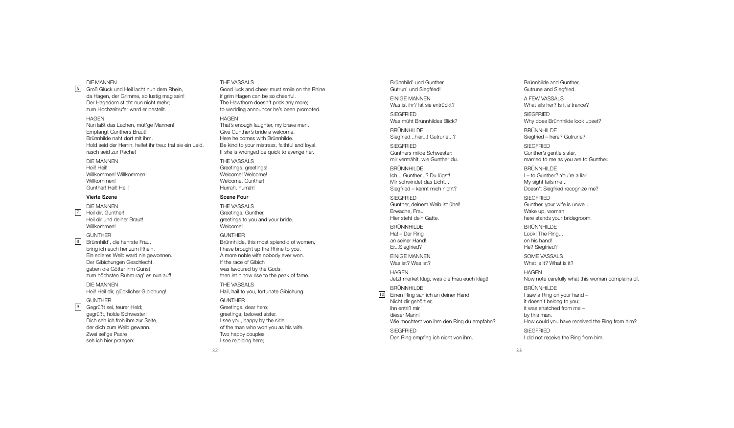DIE MANNEN

6 Groß Glück und Heil lacht nun dem Rhein,
da Hagen, der Grimme, so lustig mag sein!
Der Hagedorn sticht nun nicht mehr;
zum Hochzeitrufer ward er bestellt.

HAGEN

Nun laßt das Lachen, mut'ge Mannen!
Empfangt Gunthers Braut!
Brünnhilde naht dort mit ihm.
Hold seid der Herrin, helfet ihr treu: traf sie ein Leid,
rasch seid zur Rache!

DIE MANNEN

Heil! Heil!
Willkommen! Willkommen!
Willkommen!
Gunther! Heil! Heil!

**Vierte Szene**

DIE MANNEN

7 Heil dir, Gunther!
Heil dir und deiner Braut!
Willkommen!

GUNTHER

8 Brünnhild', die hehrste Frau,
bring ich euch her zum Rhein.
Ein edleres Weib ward nie gewonnen.
Der Gibichungen Geschlecht,
gaben die Götter ihm Gunst,
zum höchsten Ruhm rag' es nun auf!

DIE MANNEN

Heil! Heil dir, glücklicher Gibichung!

GUNTHER

9 Gegrüßt sei, teurer Held;
gegrüßt, holde Schwester!
Dich seh ich froh ihm zur Seite,
der dich zum Weib gewann.
Zwei sel'ge Paare
seh ich hier prangen:

THE VASSALS

Good luck and cheer must smile on the Rhine
if grim Hagen can be so cheerful.
The Hawthorn doesn't prick any more;
to wedding announcer he's been promoted.

HAGEN

That's enough laughter, my brave men.
Give Gunther's bride a welcome.
Here he comes with Brünnhilde.
Be kind to your mistress, faithful and loyal.
If she is wronged be quick to avenge her.

THE VASSALS

Greetings, greetings!
Welcome! Welcome!
Welcome, Gunther!
Hurrah, hurrah!

**Scene Four**

THE VASSALS

Greetings, Gunther,
greetings to you and your bride.
Welcome!

GUNTHER

Brünnhilde, this most splendid of women,
I have brought up the Rhine to you.
A more noble wife nobody ever won.
If the race of Gibich
was favoured by the Gods,
then let it now rise to the peak of fame.

THE VASSALS

Hail, hail to you, fortunate Gibichung.

GUNTHER

Greetings, dear hero;
greetings, beloved sister.
I see you, happy by the side
of the man who won you as his wife.
Two happy couples
I see rejoicing here;

Brünnhild' und Gunther,
Gutrun' und Siegfried!

EINIGE MANNEN

Was ist ihr? Ist sie entrückt?

SIEGFRIED

Was müht Brünnhildes Blick?

BRÜNNHILDE

Siegfried...hier...! Gutrune...?

SIEGFRIED

Gunthers milde Schwester:
mir vermählt, wie Gunther du.

BRÜNNHILDE

Ich... Gunther...? Du lügst!
Mir schwindet das Licht...
Siegfried – kennt mich nicht?

SIEGFRIED

Gunther, deinem Weib ist übel!
Erwache, Frau!
Hier steht dein Gatte.

BRÜNNHILDE

Ha! – Der Ring
an seiner Hand!
Er...Siegfried?

EINIGE MANNEN

Was ist? Was ist?

HAGEN

Jetzt merket klug, was die Frau euch klagt!

BRÜNNHILDE

10 Einen Ring sah ich an deiner Hand.
Nicht dir gehört er,
ihn entriß mir
dieser Mann!
Wie mochtest von ihm den Ring du empfahn?

SIEGFRIED

Den Ring empfing ich nicht von ihm.

Brünnhilde and Gunther,
Gutrune and Siegfried.

A FEW VASSALS

What ails her? Is it a trance?

SIEGFRIED

Why does Brünnhilde look upset?

BRÜNNHILDE

Siegfried – here? Gutrune?

SIEGFRIED

Gunther's gentle sister,
married to me as you are to Gunther.

BRÜNNHILDE

I – to Gunther? You're a liar!
My sight fails me...
Doesn't Siegfried recognize me?

SIEGFRIED

Gunther, your wife is unwell.
Wake up, woman,
here stands your bridegroom.

BRÜNNHILDE

Look! The Ring...
on his hand!
He? Siegfried?

SOME VASSALS

What is it? What is it?

HAGEN

Now note carefully what this woman complains of.

BRÜNNHILDE

I saw a Ring on your hand –
it doesn't belong to you;
it was snatched from me –
by this man.
How could you have received the Ring from him?

SIEGFRIED

I did not receive the Ring from him.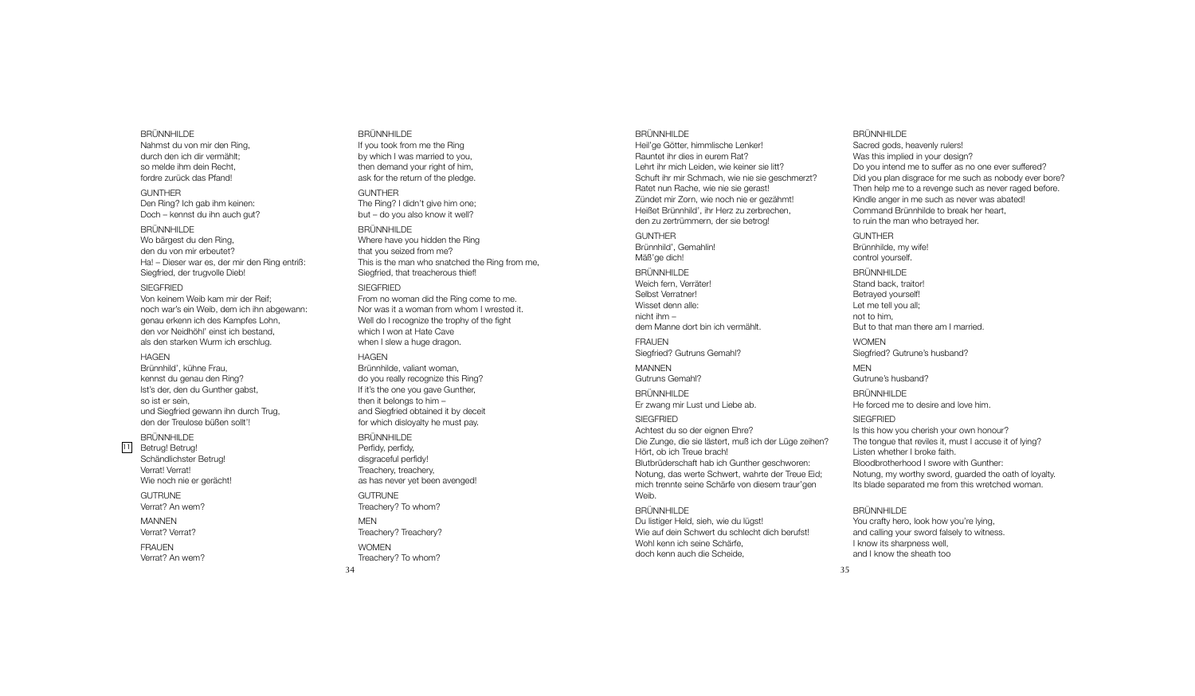BRÜNNHILDE
Nahmst du von mir den Ring,
durch den ich dir vermählt;
so melde ihm dein Recht,
fordre zurück das Pfand!

GUNTHER
Den Ring? Ich gab ihm keinen:
Doch – kennst du ihn auch gut?

BRÜNNHILDE
Wo bärgest du den Ring,
den du von mir erbeutet?
Ha! – Dieser war es, der mir den Ring entriß:
Siegfried, der trugvolle Dieb!

SIEGFRIED
Von keinem Weib kam mir der Reif;
noch war's ein Weib, dem ich ihn abgewann:
genau erkenn ich des Kampfes Lohn,
den vor Neidhöhl' einst ich bestand,
als den starken Wurm ich erschlug.

HAGEN
Brünnhild', kühne Frau,
kennst du genau den Ring?
Ist's der, den du Gunther gabst,
so ist er sein,
und Siegfried gewann ihn durch Trug,
den der Treulose büßen sollt'!

BRÜNNHILDE
11 Betrug! Betrug!
Schändlichster Betrug!
Verrat! Verrat!
Wie noch nie er gerächt!

GUTRUNE
Verrat? An wem?

MANNEN
Verrat? Verrat?

FRAUEN
Verrat? An wem?

BRÜNNHILDE
If you took from me the Ring
by which I was married to you,
then demand your right of him,
ask for the return of the pledge.

GUNTHER
The Ring? I didn't give him one;
but – do you also know it well?

BRÜNNHILDE
Where have you hidden the Ring
that you seized from me?
This is the man who snatched the Ring from me,
Siegfried, that treacherous thief!

SIEGFRIED
From no woman did the Ring come to me.
Nor was it a woman from whom I wrested it.
Well do I recognize the trophy of the fight
which I won at Hate Cave
when I slew a huge dragon.

HAGEN
Brünnhilde, valiant woman,
do you really recognize this Ring?
If it's the one you gave Gunther,
then it belongs to him –
and Siegfried obtained it by deceit
for which disloyalty he must pay.

BRÜNNHILDE
Perfidy, perfidy,
disgraceful perfidy!
Treachery, treachery,
as has never yet been avenged!

GUTRUNE
Treachery? To whom?

MEN
Treachery? Treachery?

WOMEN
Treachery? To whom?

BRÜNNHILDE
Heil'ge Götter, himmlische Lenker!
Rauntet ihr dies in eurem Rat?
Lehrt ihr mich Leiden, wie keiner sie litt?
Schuft ihr mir Schmach, wie nie sie geschmerzt?
Ratet nun Rache, wie nie sie gerast!
Zündet mir Zorn, wie noch nie er gezähmt!
Heißet Brünnhild', ihr Herz zu zerbrechen,
den zu zertrümmern, der sie betrog!

GUNTHER
Brünnhild', Gemahlin!
Mäß'ge dich!

BRÜNNHILDE
Weich fern, Verräter!
Selbst Verratner!
Wisset denn alle:
nicht ihm –
dem Manne dort bin ich vermählt.

FRAUEN
Siegfried? Gutruns Gemahl?

MANNEN
Gutruns Gemahl?

BRÜNNHILDE
Er zwang mir Lust und Liebe ab.

SIEGFRIED
Achtest du so der eignen Ehre?
Die Zunge, die sie lästert, muß ich der Lüge zeihen?
Hört, ob ich Treue brach!
Blutbrüderschaft hab ich Gunther geschworen:
Notung, das werte Schwert, wahrte der Treue Eid;
mich trennte seine Schärfe von diesem traur'gen Weib.

BRÜNNHILDE
Du listiger Held, sieh, wie du lügst!
Wie auf dein Schwert du schlecht dich berufst!
Wohl kenn ich seine Schärfe,
doch kenn auch die Scheide,

BRÜNNHILDE
Sacred gods, heavenly rulers!
Was this implied in your design?
Do you intend me to suffer as no one ever suffered?
Did you plan disgrace for me such as nobody ever bore?
Then help me to a revenge such as never raged before.
Kindle anger in me such as never was abated!
Command Brünnhilde to break her heart,
to ruin the man who betrayed her.

GUNTHER
Brünnhilde, my wife!
control yourself.

BRÜNNHILDE
Stand back, traitor!
Betrayed yourself!
Let me tell you all;
not to him,
But to that man there am I married.

WOMEN
Siegfried? Gutrune's husband?

MEN
Gutrune's husband?

BRÜNNHILDE
He forced me to desire and love him.

SIEGFRIED
Is this how you cherish your own honour?
The tongue that reviles it, must I accuse it of lying?
Listen whether I broke faith.
Bloodbrotherhood I swore with Gunther:
Notung, my worthy sword, guarded the oath of loyalty.
Its blade separated me from this wretched woman.

BRÜNNHILDE
You crafty hero, look how you're lying,
and calling your sword falsely to witness.
I know its sharpness well,
and I know the sheath too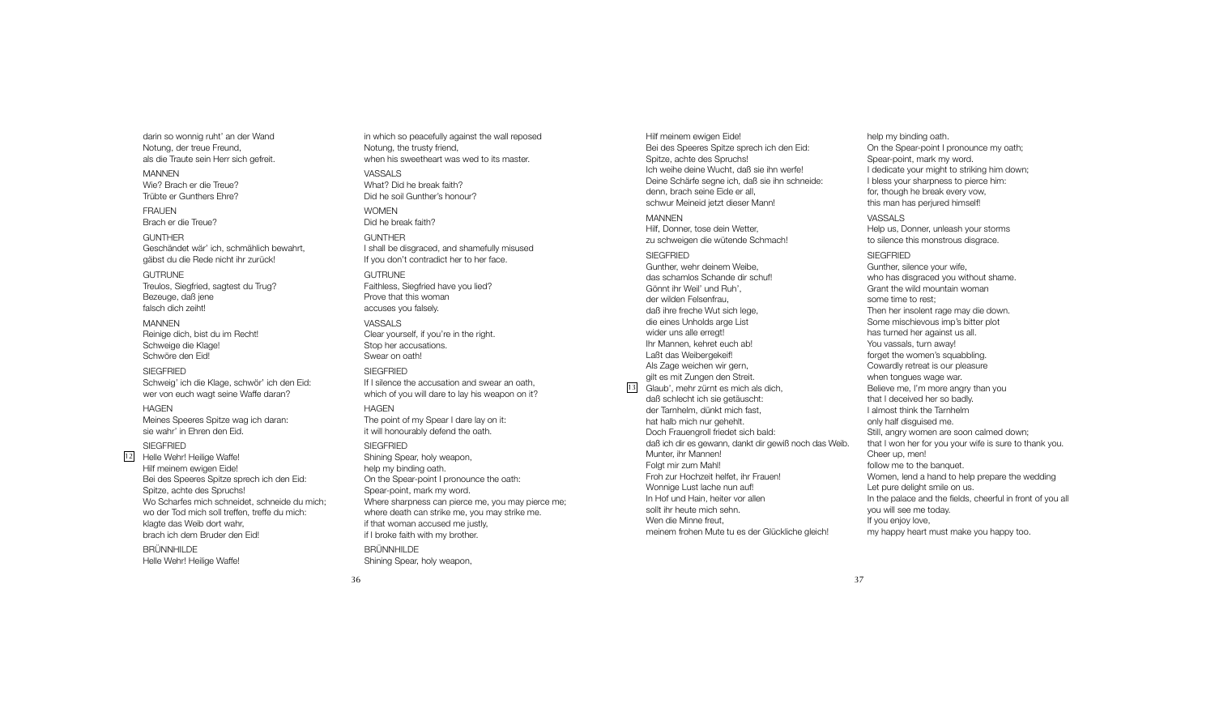darin so wonnig ruht' an der Wand
Notung, der treue Freund,
als die Traute sein Herr sich gefreit.

MANNEN
Wie? Brach er die Treue?
Trübte er Gunthers Ehre?

FRAUEN
Brach er die Treue?

GUNTHER
Geschändet wär' ich, schmählich bewahrt,
gäbst du die Rede nicht ihr zurück!

GUTRUNE
Treulos, Siegfried, sagtest du Trug?
Bezeuge, daß jene
falsch dich zeiht!

MANNEN
Reinige dich, bist du im Recht!
Schweige die Klage!
Schwöre den Eid!

SIEGFRIED
Schweig' ich die Klage, schwör' ich den Eid:
wer von euch wagt seine Waffe daran?

HAGEN
Meines Speeres Spitze wag ich daran:
sie wahr' in Ehren den Eid.

SIEGFRIED
[12] Helle Wehr! Heilige Waffe!
Hilf meinem ewigen Eide!
Bei des Speeres Spitze sprech ich den Eid:
Spitze, achte des Spruchs!
Wo Scharfes mich schneidet, schneide du mich;
wo der Tod mich soll treffen, treffe du mich:
klagte das Weib dort wahr,
brach ich dem Bruder den Eid!

BRÜNNHILDE
Helle Wehr! Heilige Waffe!

in which so peacefully against the wall reposed
Notung, the trusty friend,
when his sweetheart was wed to its master.

VASSALS
What? Did he break faith?
Did he soil Gunther's honour?

WOMEN
Did he break faith?

GUNTHER
I shall be disgraced, and shamefully misused
If you don't contradict her to her face.

GUTRUNE
Faithless, Siegfried have you lied?
Prove that this woman
accuses you falsely.

VASSALS
Clear yourself, if you're in the right.
Stop her accusations.
Swear on oath!

SIEGFRIED
If I silence the accusation and swear an oath,
which of you will dare to lay his weapon on it?

HAGEN
The point of my Spear I dare lay on it:
it will honourably defend the oath.

SIEGFRIED
Shining Spear, holy weapon,
help my binding oath.
On the Spear-point I pronounce the oath:
Spear-point, mark my word.
Where sharpness can pierce me, you may pierce me;
where death can strike me, you may strike me.
if that woman accused me justly,
if I broke faith with my brother.

BRÜNNHILDE
Shining Spear, holy weapon,

Hilf meinem ewigen Eide!
Bei des Speeres Spitze sprech ich den Eid:
Spitze, achte des Spruchs!
Ich weihe deine Wucht, daß sie ihn werfe!
Deine Schärfe segne ich, daß sie ihn schneide:
denn, brach seine Eide er all,
schwur Meineid jetzt dieser Mann!

MANNEN
Hilf, Donner, tose dein Wetter,
zu schweigen die wütende Schmach!

SIEGFRIED
Gunther, wehr deinem Weibe,
das schamlos Schande dir schuf!
Gönnt ihr Weil' und Ruh',
der wilden Felsenfrau,
daß ihre freche Wut sich lege,
die eines Unholds arge List
wider uns alle erregt!
Ihr Mannen, kehret euch ab!
Laßt das Weibergekeif!
Als Zage weichen wir gern,
gilt es mit Zungen den Streit.
[13] Glaub', mehr zürnt es mich als dich,
daß schlecht ich sie getäuscht:
der Tarnhelm, dünkt mich fast,
hat halb mich nur gehehlt.
Doch Frauengroll friedet sich bald:
daß ich dir es gewann, dankt dir gewiß noch das Weib.
Munter, ihr Mannen!
Folgt mir zum Mahl!
Froh zur Hochzeit helfet, ihr Frauen!
Wonnige Lust lache nun auf!
In Hof und Hain, heiter vor allen
sollt ihr heute mich sehn.
Wen die Minne freut,
meinem frohen Mute tu es der Glückliche gleich!

help my binding oath.
On the Spear-point I pronounce my oath;
Spear-point, mark my word.
I dedicate your might to striking him down;
I bless your sharpness to pierce him:
for, though he break every vow,
this man has perjured himself!

VASSALS
Help us, Donner, unleash your storms
to silence this monstrous disgrace.

SIEGFRIED
Gunther, silence your wife,
who has disgraced you without shame.
Grant the wild mountain woman
some time to rest;
Then her insolent rage may die down.
Some mischievous imp's bitter plot
has turned her against us all.
You vassals, turn away!
forget the women's squabbling.
Cowardly retreat is our pleasure
when tongues wage war.
Believe me, I'm more angry than you
that I deceived her so badly.
I almost think the Tarnhelm
only half disguised me.
Still, angry women are soon calmed down;
that I won her for you your wife is sure to thank you.
Cheer up, men!
follow me to the banquet.
Women, lend a hand to help prepare the wedding
Let pure delight smile on us.
In the palace and the fields, cheerful in front of you all
you will see me today.
If you enjoy love,
my happy heart must make you happy too.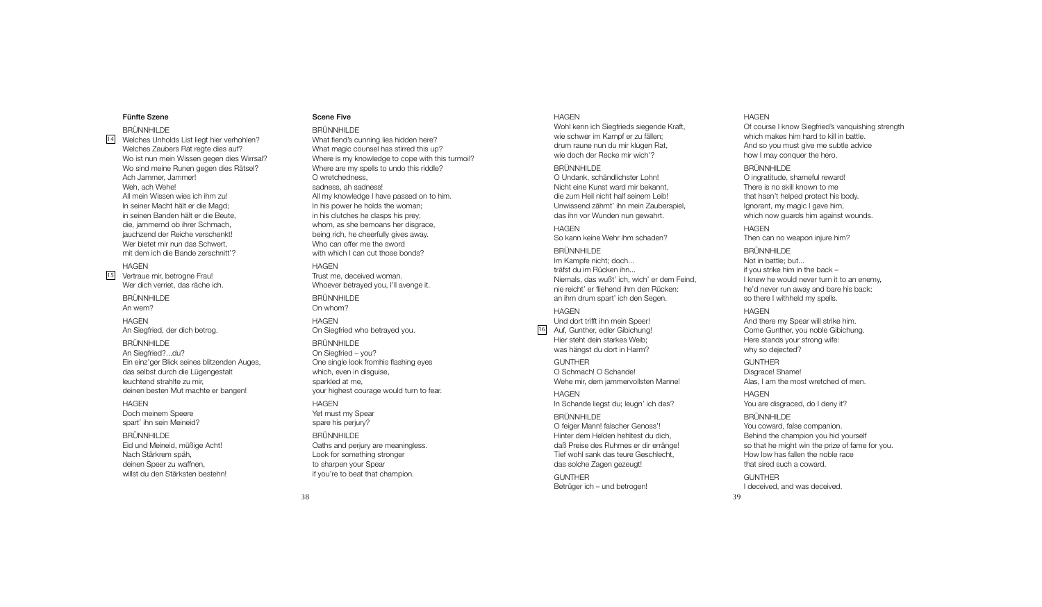## Fünfte Szene

BRÜNNHILDE

[14] Welches Unholds List liegt hier verhohlen?
Welches Zaubers Rat regte dies auf?
Wo ist nun mein Wissen gegen dies Wirrsal?
Wo sind meine Runen gegen dies Rätsel?
Ach Jammer, Jammer!
Weh, ach Wehe!
All mein Wissen wies ich ihm zu!
In seiner Macht hält er die Magd;
in seinen Banden hält er die Beute,
die, jammernd ob ihrer Schmach,
jauchzend der Reiche verschenkt!
Wer bietet mir nun das Schwert,
mit dem ich die Bande zerschnitt'?

HAGEN

[15] Vertraue mir, betrogne Frau!
Wer dich verriet, das räche ich.

BRÜNNHILDE

An wem?

HAGEN

An Siegfried, der dich betrog.

BRÜNNHILDE

An Siegfried?...du?
Ein einz'ger Blick seines blitzenden Auges,
das selbst durch die Lügengestalt
leuchtend strahlte zu mir,
deinen besten Mut machte er bangen!

HAGEN

Doch meinem Speere
spart' ihn sein Meineid?

BRÜNNHILDE

Eid und Meineid, müßige Acht!
Nach Stärkrem späh,
deinen Speer zu waffnen,
willst du den Stärksten bestehn!

## Scene Five

BRÜNNHILDE

What fiend's cunning lies hidden here?
What magic counsel has stirred this up?
Where is my knowledge to cope with this turmoil?
Where are my spells to undo this riddle?
O wretchedness,
sadness, ah sadness!
All my knowledge I have passed on to him.
In his power he holds the woman;
in his clutches he clasps his prey;
whom, as she bemoans her disgrace,
being rich, he cheerfully gives away.
Who can offer me the sword
with which I can cut those bonds?

HAGEN

Trust me, deceived woman.
Whoever betrayed you, I'll avenge it.

BRÜNNHILDE

On whom?

HAGEN

On Siegfried who betrayed you.

BRÜNNHILDE

On Siegfried – you?
One single look fromhis flashing eyes
which, even in disguise,
sparkled at me,
your highest courage would turn to fear.

HAGEN

Yet must my Spear
spare his perjury?

BRÜNNHILDE

Oaths and perjury are meaningless.
Look for something stronger
to sharpen your Spear
if you're to beat that champion.

HAGEN

Wohl kenn ich Siegfrieds siegende Kraft,
wie schwer im Kampf er zu fällen;
drum raune nun du mir klugen Rat,
wie doch der Recke mir wich'?

BRÜNNHILDE

O Undank, schändlichster Lohn!
Nicht eine Kunst ward mir bekannt,
die zum Heil nicht half seinem Leib!
Unwissend zähmt' ihn mein Zauberspiel,
das ihn vor Wunden nun gewahrt.

HAGEN

So kann keine Wehr ihm schaden?

BRÜNNHILDE

Im Kampfe nicht; doch...
träfst du im Rücken ihn...
Niemals, das wußt' ich, wich' er dem Feind,
nie reicht' er fliehend ihm den Rücken:
an ihm drum spart' ich den Segen.

HAGEN

Und dort trifft ihn mein Speer!
[16] Auf, Gunther, edler Gibichung!
Hier steht dein starkes Weib;
was hängst du dort in Harm?

GUNTHER

O Schmach! O Schande!
Wehe mir, dem jammervollsten Manne!

HAGEN

In Schande liegst du; leugn' ich das?

BRÜNNHILDE

O feiger Mann! falscher Genoss'!
Hinter dem Helden hehltest du dich,
daß Preise des Ruhmes er dir erränge!
Tief wohl sank das teure Geschlecht,
das solche Zagen gezeugt!

GUNTHER

Betrüger ich – und betrogen!

HAGEN

Of course I know Siegfried's vanquishing strength
which makes him hard to kill in battle.
And so you must give me subtle advice
how I may conquer the hero.

BRÜNNHILDE

O ingratitude, shameful reward!
There is no skill known to me
that hasn't helped protect his body.
Ignorant, my magic I gave him,
which now guards him against wounds.

HAGEN

Then can no weapon injure him?

BRÜNNHILDE

Not in battle; but...
if you strike him in the back –
I knew he would never turn it to an enemy,
he'd never run away and bare his back:
so there I withheld my spells.

HAGEN

And there my Spear will strike him.
Come Gunther, you noble Gibichung.
Here stands your strong wife:
why so dejected?

GUNTHER

Disgrace! Shame!
Alas, I am the most wretched of men.

HAGEN

You are disgraced, do I deny it?

BRÜNNHILDE

You coward, false companion.
Behind the champion you hid yourself
so that he might win the prize of fame for you.
How low has fallen the noble race
that sired such a coward.

GUNTHER

I deceived, and was deceived.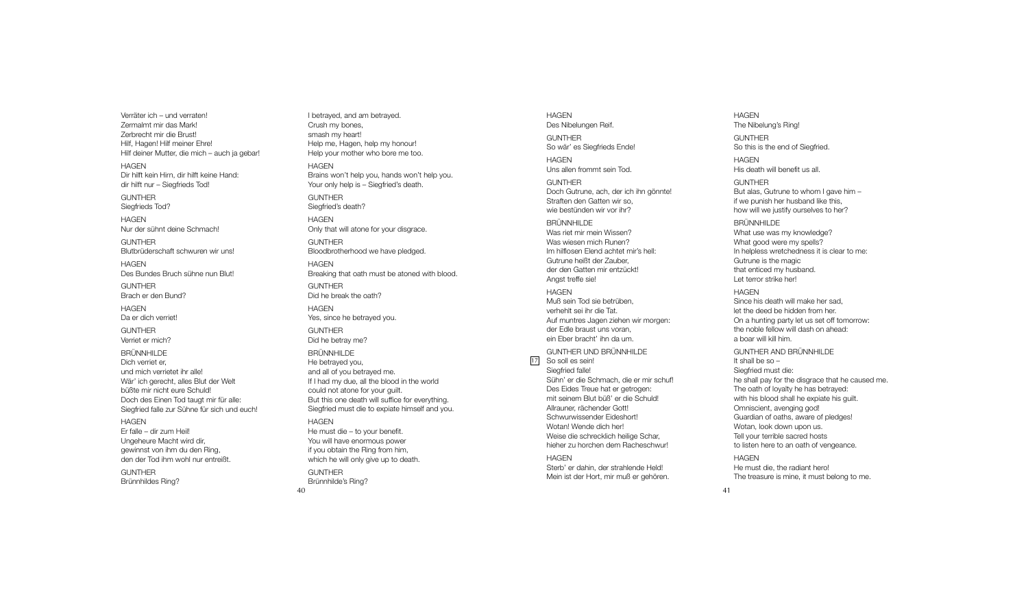Verräter ich – und verraten!
Zermalmt mir das Mark!
Zerbrecht mir die Brust!
Hilf, Hagen! Hilf meiner Ehre!
Hilf deiner Mutter, die mich – auch ja gebar!

HAGEN
Dir hilft kein Hirn, dir hilft keine Hand:
dir hilft nur – Siegfrieds Tod!

GUNTHER
Siegfrieds Tod?

HAGEN
Nur der sühnt deine Schmach!

GUNTHER
Blutbrüderschaft schwuren wir uns!

HAGEN
Des Bundes Bruch sühne nun Blut!

GUNTHER
Brach er den Bund?

HAGEN
Da er dich verriet!

GUNTHER
Verriet er mich?

BRÜNNHILDE
Dich verriet er,
und mich verrietet ihr alle!
Wär' ich gerecht, alles Blut der Welt
büßte mir nicht eure Schuld!
Doch des Einen Tod taugt mir für alle:
Siegfried falle zur Sühne für sich und euch!

HAGEN
Er falle – dir zum Heil!
Ungeheure Macht wird dir,
gewinnst von ihm du den Ring,
den der Tod ihm wohl nur entreißt.

GUNTHER
Brünnhildes Ring?

I betrayed, and am betrayed.
Crush my bones,
smash my heart!
Help me, Hagen, help my honour!
Help your mother who bore me too.

HAGEN
Brains won't help you, hands won't help you.
Your only help is – Siegfried's death.

GUNTHER
Siegfried's death?

HAGEN
Only that will atone for your disgrace.

GUNTHER
Bloodbrotherhood we have pledged.

HAGEN
Breaking that oath must be atoned with blood.

GUNTHER
Did he break the oath?

HAGEN
Yes, since he betrayed you.

GUNTHER
Did he betray me?

BRÜNNHILDE
He betrayed you,
and all of you betrayed me.
If I had my due, all the blood in the world
could not atone for your guilt.
But this one death will suffice for everything.
Siegfried must die to expiate himself and you.

HAGEN
He must die – to your benefit.
You will have enormous power
if you obtain the Ring from him,
which he will only give up to death.

GUNTHER
Brünnhilde's Ring?

HAGEN
Des Nibelungen Reif.

GUNTHER
So wär' es Siegfrieds Ende!

HAGEN
Uns allen frommt sein Tod.

GUNTHER
Doch Gutrune, ach, der ich ihn gönnte!
Straften den Gatten wir so,
wie bestünden wir vor ihr?

BRÜNNHILDE
Was riet mir mein Wissen?
Was wiesen mich Runen?
Im hilflosen Elend achtet mir's hell:
Gutrune heißt der Zauber,
der den Gatten mir entzückt!
Angst treffe sie!

HAGEN
Muß sein Tod sie betrüben,
verhehlt sei ihr die Tat.
Auf muntres Jagen ziehen wir morgen:
der Edle braust uns voran,
ein Eber bracht' ihn da um.

GUNTHER UND BRÜNNHILDE
[17] So soll es sein!
Siegfried falle!
Sühn' er die Schmach, die er mir schuf!
Des Eides Treue hat er getrogen:
mit seinem Blut büß' er die Schuld!
Allrauner, rächender Gott!
Schwurwissender Eideshort!
Wotan! Wende dich her!
Weise die schrecklich heilige Schar,
hieher zu horchen dem Racheschwur!

HAGEN
Sterb' er dahin, der strahlende Held!
Mein ist der Hort, mir muß er gehören.

HAGEN
The Nibelung's Ring!

GUNTHER
So this is the end of Siegfried.

HAGEN
His death will benefit us all.

GUNTHER
But alas, Gutrune to whom I gave him –
if we punish her husband like this,
how will we justify ourselves to her?

BRÜNNHILDE
What use was my knowledge?
What good were my spells?
In helpless wretchedness it is clear to me:
Gutrune is the magic
that enticed my husband.
Let terror strike her!

HAGEN
Since his death will make her sad,
let the deed be hidden from her.
On a hunting party let us set off tomorrow:
the noble fellow will dash on ahead:
a boar will kill him.

GUNTHER AND BRÜNNHILDE
It shall be so –
Siegfried must die:
he shall pay for the disgrace that he caused me.
The oath of loyalty he has betrayed:
with his blood shall he expiate his guilt.
Omniscient, avenging god!
Guardian of oaths, aware of pledges!
Wotan, look down upon us.
Tell your terrible sacred hosts
to listen here to an oath of vengeance.

HAGEN
He must die, the radiant hero!
The treasure is mine, it must belong to me.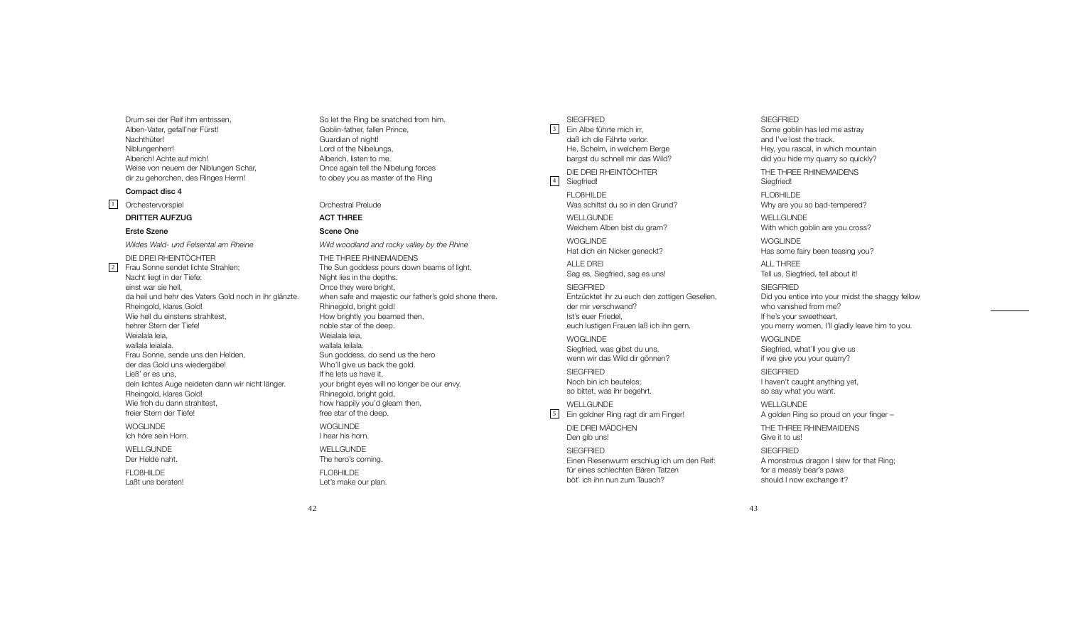Drum sei der Reif ihm entrissen,
Alben-Vater, gefall'ner Fürst!
Nachthüter!
Niblungenherr!
Alberich! Achte auf mich!
Weise von neuem der Niblungen Schar,
dir zu gehorchen, des Ringes Herrn!

So let the Ring be snatched from him.
Goblin-father, fallen Prince,
Guardian of night!
Lord of the Nibelungs,
Alberich, listen to me.
Once again tell the Nibelung forces
to obey you as master of the Ring

**Compact disc 4**

1 Orchestervorspiel

Orchestral Prelude

## DRITTER AUFZUG

## ACT THREE

### Erste Szene

### Scene One

*Wildes Wald- und Felsental am Rheine*

*Wild woodland and rocky valley by the Rhine*

DIE DREI RHEINTÖCHTER

2 Frau Sonne sendet lichte Strahlen;
Nacht liegt in der Tiefe:
einst war sie hell,
da heil und hehr des Vaters Gold noch in ihr glänzte.
Rheingold, klares Gold!
Wie hell du einstens strahltest,
hehrer Stern der Tiefe!
Weialala leia,
wallala leialala.
Frau Sonne, sende uns den Helden,
der das Gold uns wiedergäbe!
Ließ' er es uns,
dein lichtes Auge neideten dann wir nicht länger.
Rheingold, klares Gold!
Wie froh du dann strahltest,
freier Stern der Tiefe!

THE THREE RHINEMAIDENS

The Sun goddess pours down beams of light.
Night lies in the depths.
Once they were bright,
when safe and majestic our father's gold shone there.
Rhinegold, bright gold!
How brightly you beamed then,
noble star of the deep.
Weialala leia,
wallala leilala.
Sun goddess, do send us the hero
Who'll give us back the gold.
If he lets us have it,
your bright eyes will no longer be our envy.
Rhinegold, bright gold,
how happily you'd gleam then,
free star of the deep.

WOGLINDE
Ich höre sein Horn.

WOGLINDE
I hear his horn.

WELLGUNDE
Der Helde naht.

WELLGUNDE
The hero's coming.

FLOßHILDE
Laßt uns beraten!

FLOßHILDE
Let's make our plan.

SIEGFRIED

3 Ein Albe führte mich irr,
daß ich die Fährte verlor.
He, Schelm, in welchem Berge
bargst du schnell mir das Wild?

SIEGFRIED
Some goblin has led me astray
and I've lost the track.
Hey, you rascal, in which mountain
did you hide my quarry so quickly?

DIE DREI RHEINTÖCHTER

4 Siegfried!

THE THREE RHINEMAIDENS
Siegfried!

FLOßHILDE
Was schiltst du so in den Grund?

FLOßHILDE
Why are you so bad-tempered?

WELLGUNDE
Welchem Alben bist du gram?

WELLGUNDE
With which goblin are you cross?

WOGLINDE
Hat dich ein Nicker geneckt?

WOGLINDE
Has some fairy been teasing you?

ALLE DREI
Sag es, Siegfried, sag es uns!

ALL THREE
Tell us, Siegfried, tell about it!

SIEGFRIED
Entzücktet ihr zu euch den zottigen Gesellen,
der mir verschwand?
Ist's euer Friedel,
euch lustigen Frauen laß ich ihn gern.

SIEGFRIED
Did you entice into your midst the shaggy fellow
who vanished from me?
If he's your sweetheart,
you merry women, I'll gladly leave him to you.

WOGLINDE
Siegfried, was gibst du uns,
wenn wir das Wild dir gönnen?

WOGLINDE
Siegfried, what'll you give us
if we give you your quarry?

SIEGFRIED
Noch bin ich beutelos;
so bittet, was ihr begehrt.

SIEGFRIED
I haven't caught anything yet,
so say what you want.

WELLGUNDE

5 Ein goldner Ring ragt dir am Finger!

WELLGUNDE
A golden Ring so proud on your finger –

DIE DREI MÄDCHEN
Den gib uns!

THE THREE RHINEMAIDENS
Give it to us!

SIEGFRIED
Einen Riesenwurm erschlug ich um den Reif:
für eines schlechten Bären Tatzen
böt' ich ihn nun zum Tausch?

SIEGFRIED
A monstrous dragon I slew for that Ring;
for a measly bear's paws
should I now exchange it?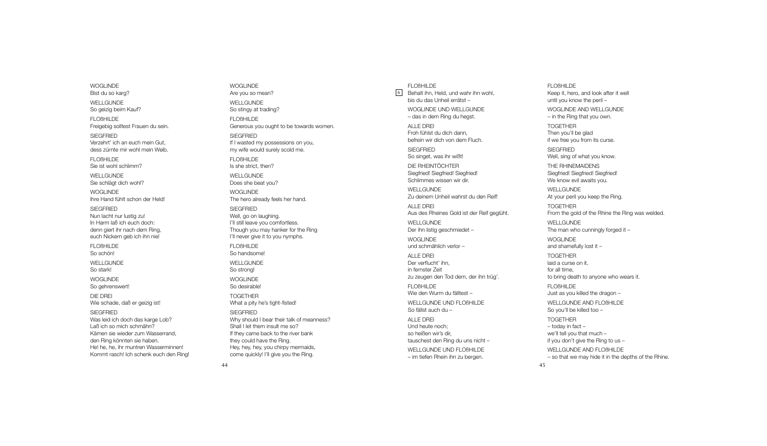WOGLINDE
Bist du so karg?

WELLGUNDE
So geizig beim Kauf?

FLOßHILDE
Freigebig solltest Frauen du sein.

SIEGFRIED
Verzehrt' ich an euch mein Gut,
dess zürnte mir wohl mein Weib.

FLOßHILDE
Sie ist wohl schlimm?

WELLGUNDE
Sie schlägt dich wohl?

WOGLINDE
Ihre Hand fühlt schon der Held!

SIEGFRIED
Nun lacht nur lustig zu!
In Harm laß ich euch doch:
denn giert ihr nach dem Ring,
euch Nickern geb ich ihn nie!

FLOßHILDE
So schön!

WELLGUNDE
So stark!

WOGLINDE
So gehrenswert!

DIE DREI
Wie schade, daß er geizig ist!

SIEGFRIED
Was leid ich doch das karge Lob?
Laß ich so mich schmähn?
Kämen sie wieder zum Wasserrand,
den Ring könnten sie haben.
He! he, he, ihr muntren Wasserminnen!
Kommt rasch! Ich schenk euch den Ring!

WOGLINDE
Are you so mean?

WELLGUNDE
So stingy at trading?

FLOßHILDE
Generous you ought to be towards women.

SIEGFRIED
If I wasted my possessions on you,
my wife would surely scold me.

FLOßHILDE
Is she strict, then?

WELLGUNDE
Does she beat you?

WOGLINDE
The hero already feels her hand.

SIEGFRIED
Well, go on laughing.
I'll still leave you comfortless.
Though you may hanker for the Ring
I'll never give it to you nymphs.

FLOßHILDE
So handsome!

WELLGUNDE
So strong!

WOGLINDE
So desirable!

TOGETHER
What a pity he's tight-fisted!

SIEGFRIED
Why should I bear their talk of meanness?
Shall I let them insult me so?
If they came back to the river bank
they could have the Ring.
Hey, hey, hey, you chirpy mermaids,
come quickly! I'll give you the Ring.

[6]

FLOßHILDE
Behalt ihn, Held, und wahr ihn wohl,
bis du das Unheil errätst –

WOGLINDE UND WELLGUNDE
– das in dem Ring du hegst.

ALLE DREI
Froh fühlst du dich dann,
befrein wir dich von dem Fluch.

SIEGFRIED
So singet, was ihr wißt!

DIE RHEINTÖCHTER
Siegfried! Siegfried! Siegfried!
Schlimmes wissen wir dir.

WELLGUNDE
Zu deinem Unheil wahrst du den Reif!

ALLE DREI
Aus des Rheines Gold ist der Reif geglüht.

WELLGUNDE
Der ihn listig geschmiedet –

WOGLINDE
und schmählich verlor –

ALLE DREI
Der verflucht' ihn,
in fernster Zeit
zu zeugen den Tod dem, der ihn trüg'.

FLOßHILDE
Wie den Wurm du fälltest –

WELLGUNDE UND FLOßHILDE
So fällst auch du –

ALLE DREI
Und heute noch;
so heißen wir's dir,
tauschest den Ring du uns nicht –

WELLGUNDE UND FLOßHILDE
– im tiefen Rhein ihn zu bergen.

FLOßHILDE
Keep it, hero, and look after it well
until you know the peril –

WOGLINDE AND WELLGUNDE
– in the Ring that you own.

TOGETHER
Then you'll be glad
if we free you from its curse.

SIEGFRIED
Well, sing of what you know.

THE RHINEMAIDENS
Siegfried! Siegfried! Siegfried!
We know evil awaits you.

WELLGUNDE
At your peril you keep the Ring.

TOGETHER
From the gold of the Rhine the Ring was welded.

WELLGUNDE
The man who cunningly forged it –

WOGLINDE
and shamefully lost it –

TOGETHER
laid a curse on it,
for all time,
to bring death to anyone who wears it.

FLOßHILDE
Just as you killed the dragon –

WELLGUNDE AND FLOßHILDE
So you'll be killed too –

TOGETHER
– today in fact –
we'll tell you that much –
if you don't give the Ring to us –

WELLGUNDE AND FLOßHILDE
– so that we may hide it in the depths of the Rhine.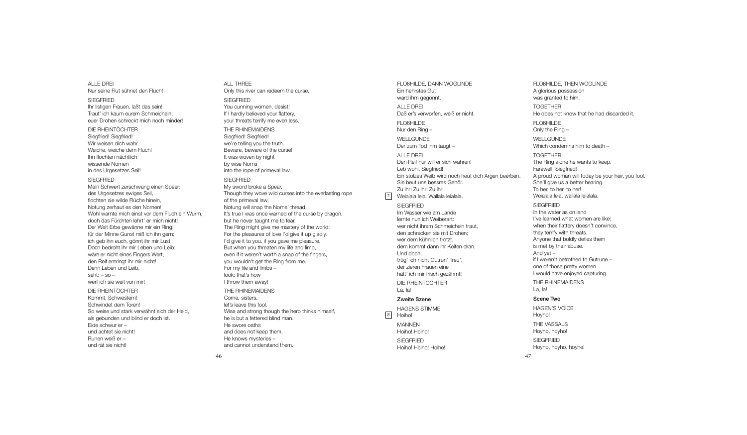ALLE DREI
Nur seine Flut sühnet den Fluch!

SIEGFRIED
Ihr listigen Frauen, laßt das sein!
Traut' ich kaum eurem Schmeicheln,
euer Drohen schreckt mich noch minder!

DIE RHEINTÖCHTER
Siegfried! Siegfried!
Wir weisen dich wahr.
Weiche, weiche dem Fluch!
Ihn flochten nächtlich
wissende Nornen
in des Urgesetzes Seil!

SIEGFRIED
Mein Schwert zerschwang einen Speer:
des Urgesetzes ewiges Seil,
flochten sie wilde Flüche hinein,
Notung zerhaut es den Nornen!
Wohl warnte mich einst vor dem Fluch ein Wurm,
doch das Fürchten lehrt' er mich nicht!
Der Welt Erbe gewänne mir ein Ring:
für der Minne Gunst miß ich ihn gern;
ich geb ihn euch, gönnt ihr mir Lust.
Doch bedroht ihr mir Leben und Leib:
wäre er nicht eines Fingers Wert,
den Reif entringt ihr mir nicht!
Denn Leben und Leib,
seht: – so –
werf ich sie weit von mir!

DIE RHEINTÖCHTER
Kommt, Schwestern!
Schwindet dem Toren!
So weise und stark verwähnt sich der Held,
als gebunden und blind er doch ist.
Eide schwur er –
und achtet sie nicht!
Runen weiß er –
und rät sie nicht!

ALL THREE
Only this river can redeem the curse.

SIEGFRIED
You cunning women, desist!
If I hardly believed your flattery,
your threats terrify me even less.

THE RHINEMAIDENS
Siegfried! Siegfried!
we're telling you the truth.
Beware, beware of the curse!
It was woven by night
by wise Norns
into the rope of primeval law.

SIEGFRIED
My sword broke a Spear.
Though they wove wild curses into the everlasting rope
of the primeval law,
Notung will snap the Norns' thread.
It's true I was once warned of the curse by dragon,
but he never taught me to fear.
The Ring might give me mastery of the world:
For the pleasures of love I'd give it up gladly.
I'd give it to you, if you gave me pleasure.
But when you threaten my life and limb,
even if it weren't worth a snap of the fingers,
you wouldn't get the Ring from me.
For my life and limbs –
look: that's how
I throw them away!

THE RHINEMAIDENS
Come, sisters,
let's leave this fool.
Wise and strong though the hero thinks himself,
he is but a fettered blind man.
He swore oaths
and does not keep them.
He knows mysteries –
and cannot understand them.

FLOßHILDE, DANN WOGLINDE
Ein hehrstes Gut
ward ihm gegönnt.

ALLE DREI
Daß er's verworfen, weiß er nicht.

FLOßHILDE
Nur den Ring –

WELLGUNDE
Der zum Tod ihm taugt –

ALLE DREI
Den Reif nur will er sich wahren!
Leb wohl, Siegfried!
Ein stolzes Weib wird noch heut dich Argen beerben.
Sie beut uns bessres Gehör.
Zu ihr! Zu ihr! Zu ihr!
[7] Weialala leia, Wallala leialala.

SIEGFRIED
Im Wasser wie am Lande
lernte nun ich Weiberart:
wer nicht ihrem Schmeicheln traut,
den schrecken sie mit Drohen;
wer dem kühnlich trotzt,
dem kommt dann ihr Keifen dran.
Und doch,
trüg' ich nicht Gutrun' Treu',
der zieren Frauen eine
hätt' ich mir frisch gezähmt!

DIE RHEINTÖCHTER
La, la!

**Zweite Szene**

HAGENS STIMME
[8] Hoiho!

MANNEN
Hoiho! Hoiho!

SIEGFRIED
Hoiho! Hoiho! Hoihe!

FLOßHILDE, THEN WOGLINDE
A glorious possession
was granted to him.

TOGETHER
He does not know that he had discarded it.

FLOßHILDE
Only the Ring –

WELLGUNDE
Which condemns him to death –

TOGETHER
The Ring alone he wants to keep.
Farewell, Siegfried!
A proud woman will today be your heir, you fool.
She'll give us a better hearing.
To her, to her, to her!
Weialala leia, wallala leialala.

SIEGFRIED
In the water as on land
I've learned what women are like:
when their flattery doesn't convince,
they terrify with threats.
Anyone that boldly defies them
is met by their abuse.
And yet –
if I weren't betrothed to Gutrune –
one of those pretty women
I would have enjoyed capturing.

THE RHINEMAIDENS
La, la!

**Scene Two**

HAGEN'S VOICE
Hoyho!

THE VASSALS
Hoyho, hoyho!

SIEGFRIED
Hoyho, hoyho, hoyhe!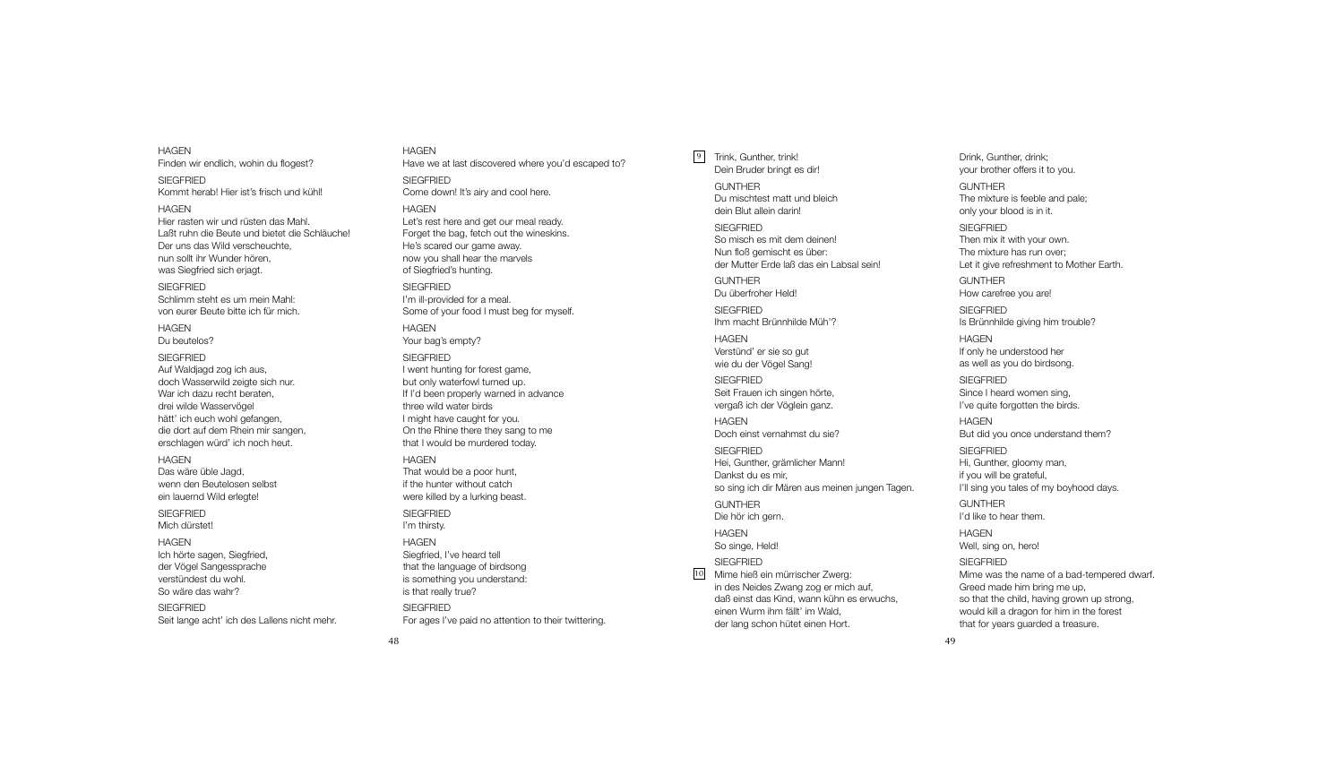HAGEN
Finden wir endlich, wohin du flogest?

SIEGFRIED
Kommt herab! Hier ist's frisch und kühl!

HAGEN
Hier rasten wir und rüsten das Mahl.
Laßt ruhn die Beute und bietet die Schläuche!
Der uns das Wild verscheuchte,
nun sollt ihr Wunder hören,
was Siegfried sich erjagt.

SIEGFRIED
Schlimm steht es um mein Mahl:
von eurer Beute bitte ich für mich.

HAGEN
Du beutelos?

SIEGFRIED
Auf Waldjagd zog ich aus,
doch Wasserwild zeigte sich nur.
War ich dazu recht beraten,
drei wilde Wasservögel
hätt' ich euch wohl gefangen,
die dort auf dem Rhein mir sangen,
erschlagen würd' ich noch heut.

HAGEN
Das wäre üble Jagd,
wenn den Beutelosen selbst
ein lauernd Wild erlegte!

SIEGFRIED
Mich dürstet!

HAGEN
Ich hörte sagen, Siegfried,
der Vögel Sangessprache
verstündest du wohl.
So wäre das wahr?

SIEGFRIED
Seit lange acht' ich des Lallens nicht mehr.

HAGEN
Have we at last discovered where you'd escaped to?

SIEGFRIED
Come down! It's airy and cool here.

HAGEN
Let's rest here and get our meal ready.
Forget the bag, fetch out the wineskins.
He's scared our game away.
now you shall hear the marvels
of Siegfried's hunting.

SIEGFRIED
I'm ill-provided for a meal.
Some of your food I must beg for myself.

HAGEN
Your bag's empty?

SIEGFRIED
I went hunting for forest game,
but only waterfowl turned up.
If I'd been properly warned in advance
three wild water birds
I might have caught for you.
On the Rhine there they sang to me
that I would be murdered today.

HAGEN
That would be a poor hunt,
if the hunter without catch
were killed by a lurking beast.

SIEGFRIED
I'm thirsty.

HAGEN
Siegfried, I've heard tell
that the language of birdsong
is something you understand:
is that really true?

SIEGFRIED
For ages I've paid no attention to their twittering.

[9] Trink, Gunther, trink!
Dein Bruder bringt es dir!

GUNTHER
Du mischtest matt und bleich
dein Blut allein darin!

SIEGFRIED
So misch es mit dem deinen!
Nun floß gemischt es über:
der Mutter Erde laß das ein Labsal sein!

GUNTHER
Du überfroher Held!

SIEGFRIED
Ihm macht Brünnhilde Müh'?

HAGEN
Verstünd' er sie so gut
wie du der Vögel Sang!

SIEGFRIED
Seit Frauen ich singen hörte,
vergaß ich der Vöglein ganz.

HAGEN
Doch einst vernahmst du sie?

SIEGFRIED
Hei, Gunther, grämlicher Mann!
Dankst du es mir,
so sing ich dir Mären aus meinen jungen Tagen.

GUNTHER
Die hör ich gern.

HAGEN
So singe, Held!

SIEGFRIED
[10] Mime hieß ein mürrischer Zwerg:
in des Neides Zwang zog er mich auf,
daß einst das Kind, wann kühn es erwuchs,
einen Wurm ihm fällt' im Wald,
der lang schon hütet einen Hort.

Drink, Gunther, drink;
your brother offers it to you.

GUNTHER
The mixture is feeble and pale;
only your blood is in it.

SIEGFRIED
Then mix it with your own.
The mixture has run over;
Let it give refreshment to Mother Earth.

GUNTHER
How carefree you are!

SIEGFRIED
Is Brünnhilde giving him trouble?

HAGEN
If only he understood her
as well as you do birdsong.

SIEGFRIED
Since I heard women sing,
I've quite forgotten the birds.

HAGEN
But did you once understand them?

SIEGFRIED
Hi, Gunther, gloomy man,
if you will be grateful,
I'll sing you tales of my boyhood days.

GUNTHER
I'd like to hear them.

HAGEN
Well, sing on, hero!

SIEGFRIED
Mime was the name of a bad-tempered dwarf.
Greed made him bring me up,
so that the child, having grown up strong,
would kill a dragon for him in the forest
that for years guarded a treasure.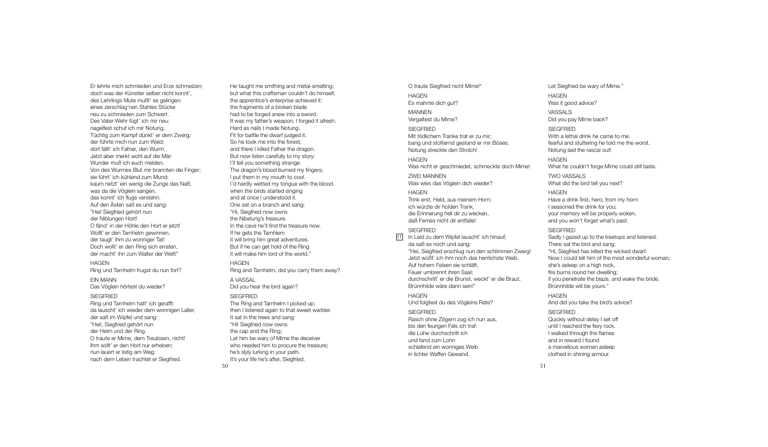Er lehrte mich schmieden und Erze schmelzen;
doch was der Künstler selber nicht konnt',
des Lehrlings Mute mußt' es gelingen:
eines zerschlag'nen Stahles Stücke
neu zu schmieden zum Schwert.
Des Vater Wehr fügt' ich mir neu:
nagelfest schuf ich mir Notung.
Tüchtig zum Kampf dünkt' er dem Zwerg;
der führte mich nun zum Wald;
dort fällt' ich Fafner, den Wurm.
Jetzt aber merkt wohl auf die Mär:
Wunder muß ich euch melden.
Von des Wurmes Blut mir brannten die Finger;
sie führt' ich kühlend zum Mund:
kaum netzt' ein wenig die Zunge das Naß,
was da die Vöglein sangen,
das konnt' ich flugs verstehn.
Auf den Ästen saß es und sang:
"Hei! Siegfried gehört nun
der Niblungen Hort!
O fänd' in der Höhle den Hort er jetzt!
Wollt' er den Tarnhelm gewinnen,
der taugt' ihm zu wonniger Tat!
Doch wollt' er den Ring sich erraten,
der macht' ihn zum Walter der Welt!"

He taught me smithing and metal-smelting;
but what this craftsman couldn't do himself,
the apprentice's enterprise achieved it:
the fragments of a broken blade
had to be forged anew into a sword.
It was my father's weapon; I forged it afresh.
Hard as nails I made Notung.
Fit for battle the dwarf judged it.
So he took me into the forest,
and there I killed Fafner the dragon.
But now listen carefully to my story:
I'll tell you something strange.
The dragon's blood burned my fingers;
I put them in my mouth to cool.
I'd hardly wetted my tongue with the blood
when the birds started singing
and at once I understood it.
One sat on a branch and sang:
"Hi, Siegfried now owns
the Nibelung's treasure.
In the cave he'll find the treasure now.
If he gets the Tarnhelm
it will bring him great adventures.
But if he can get hold of the Ring
it will make him lord of the world."

HAGEN
Ring und Tarnhelm trugst du nun fort?

HAGEN
Ring and Tarnhelm, did you carry them away?

EIN MANN
Das Vöglein hörtest du wieder?

A VASSAL
Did you hear the bird again?

SIEGFRIED
Ring und Tarnhelm hatt' ich gerafft:
da lauscht' ich wieder dem wonnigen Laller;
der saß im Wipfel und sang:
"Hei!, Siegfried gehört nun
der Helm und der Ring.
O traute er Mime, dem Treulosen, nicht!
Ihm sollt' er den Hort nur erheben;
nun lauert er listig am Weg:
nach dem Leben trachtet er Siegfried.
O traute Siegfried nicht Mime!"

SIEGFRIED
The Ring and Tarnhelm I picked up;
then I listened again to that sweet warbler.
It sat in the trees and sang:
"Hi! Siegfried now owns
the cap and the Ring;
Let him be wary of Mime the deceiver
who needed him to procure the treasure;
he's slyly lurking in your path.
It's your life he's after, Siegfried.
Let Siegfried be wary of Mime."

HAGEN
Es mahnte dich gut?

HAGEN
Was it good advice?

MANNEN
Vergaltest du Mime?

VASSALS
Did you pay Mime back?

SIEGFRIED
Mit tödlichem Tranke trat er zu mir;
bang und stotternd gestand er mir Böses:
Notung streckte den Strolch!

SIEGFRIED
With a lethal drink he came to me.
fearful and stuttering he told me the worst.
Notung laid the rascal out!

HAGEN
Was nicht er geschmiedet, schmeckte doch Mime!

HAGEN
What he couldn't forge Mime could still taste.

ZWEI MANNEN
Was wies das Vöglein dich wieder?

TWO VASSALS
What did the bird tell you next?

HAGEN
Trink erst, Held, aus meinem Horn:
ich würzte dir holden Trank,
die Erinnerung hell dir zu wecken,
daß Fernes nicht dir entfalle!

HAGEN
Have a drink first, hero, from my horn:
I seasoned the drink for you;
your memory will be properly woken,
and you won't forget what's past.

SIEGFRIED
[11] In Leid zu dem Wipfel lauscht' ich hinauf;
da saß es noch und sang:
"Hei, Siegfried erschlug nun den schlimmen Zwerg!
Jetzt wüßt' ich ihm noch das herrlichste Weib.
Auf hohem Felsen sie schläft,
Feuer umbrennt ihren Saal;
durchschritt' er die Brunst, weckt' er die Braut,
Brünnhilde wäre dann sein!"

SIEGFRIED
Sadly I gazed up to the treetops and listened.
There sat the bird and sang:
"Hi, Siegfried has killed the wicked dwarf.
Now I could tell him of the most wonderful woman;
she's asleep on a high rock,
fire burns round her dwelling;
if you penetrate the blaze, and wake the bride,
Brünnhilde will be yours."

HAGEN
Und folgtest du des Vögleins Rate?

HAGEN
And did you take the bird's advice?

SIEGFRIED
Rasch ohne Zögern zog ich nun aus,
bis den feurigen Fels ich traf:
die Lohe durchschritt ich
und fand zum Lohn
schlafend ein wonniges Weib
in lichter Waffen Gewand.

SIEGFRIED
Quickly without delay I set off
until I reached the fiery rock.
I walked through the flames
and in reward I found
a marvellous woman asleep
clothed in shining armour.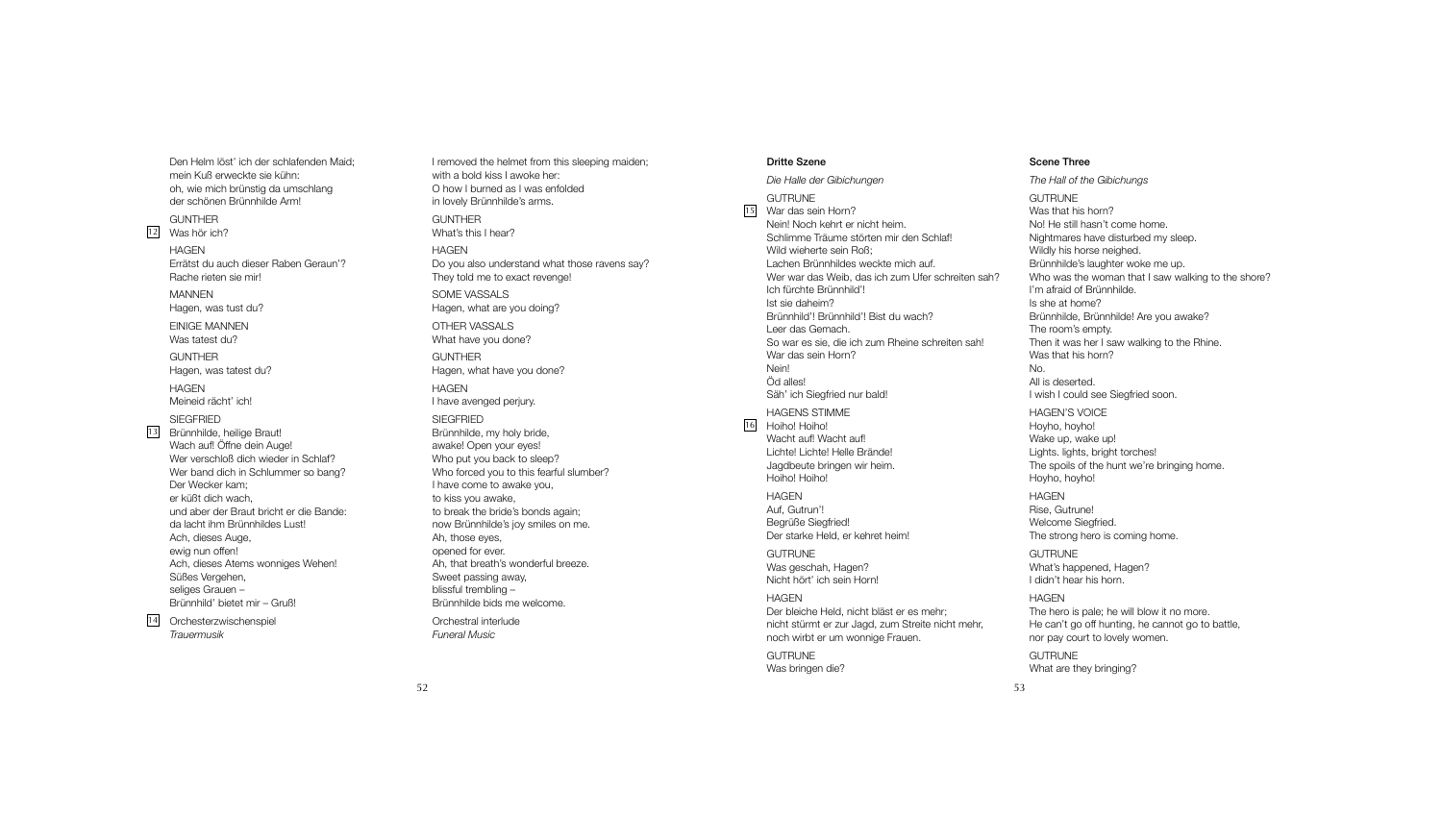Den Helm löst' ich der schlafenden Maid;
mein Kuß erweckte sie kühn:
oh, wie mich brünstig da umschlang
der schönen Brünnhilde Arm!

GUNTHER

12 Was hör ich?

HAGEN

Errätst du auch dieser Raben Geraun'?
Rache rieten sie mir!

MANNEN

Hagen, was tust du?

EINIGE MANNEN

Was tatest du?

GUNTHER

Hagen, was tatest du?

HAGEN

Meineid rächt' ich!

SIEGFRIED

13 Brünnhilde, heilige Braut!
Wach auf! Öffne dein Auge!
Wer verschloß dich wieder in Schlaf?
Wer band dich in Schlummer so bang?
Der Wecker kam;
er küßt dich wach,
und aber der Braut bricht er die Bande:
da lacht ihm Brünnhildes Lust!
Ach, dieses Auge,
ewig nun offen!
Ach, dieses Atems wonniges Wehen!
Süßes Vergehen,
seliges Grauen –
Brünnhild' bietet mir – Gruß!

14 Orchesterzwischenspiel
*Trauermusik*

I removed the helmet from this sleeping maiden;
with a bold kiss I awoke her:
O how I burned as I was enfolded
in lovely Brünnhilde's arms.

GUNTHER

What's this I hear?

HAGEN

Do you also understand what those ravens say?
They told me to exact revenge!

SOME VASSALS

Hagen, what are you doing?

OTHER VASSALS

What have you done?

GUNTHER

Hagen, what have you done?

HAGEN

I have avenged perjury.

SIEGFRIED

Brünnhilde, my holy bride,
awake! Open your eyes!
Who put you back to sleep?
Who forced you to this fearful slumber?
I have come to awake you,
to kiss you awake,
to break the bride's bonds again;
now Brünnhilde's joy smiles on me.
Ah, those eyes,
opened for ever.
Ah, that breath's wonderful breeze.
Sweet passing away,
blissful trembling –
Brünnhilde bids me welcome.

Orchestral interlude
*Funeral Music*

**Dritte Szene**

*Die Halle der Gibichungen*

GUTRUNE

15 War das sein Horn?
Nein! Noch kehrt er nicht heim.
Schlimme Träume störten mir den Schlaf!
Wild wieherte sein Roß;
Lachen Brünnhildes weckte mich auf.
Wer war das Weib, das ich zum Ufer schreiten sah?
Ich fürchte Brünnhild'!
Ist sie daheim?
Brünnhild'! Brünnhild'! Bist du wach?
Leer das Gemach.
So war es sie, die ich zum Rheine schreiten sah!
War das sein Horn?
Nein!
Öd alles!
Säh' ich Siegfried nur bald!

HAGENS STIMME

16 Hoiho! Hoiho!
Wacht auf! Wacht auf!
Lichte! Lichte! Helle Brände!
Jagdbeute bringen wir heim.
Hoiho! Hoiho!

HAGEN

Auf, Gutrun'!
Begrüße Siegfried!
Der starke Held, er kehret heim!

GUTRUNE

Was geschah, Hagen?
Nicht hört' ich sein Horn!

HAGEN

Der bleiche Held, nicht bläst er es mehr;
nicht stürmt er zur Jagd, zum Streite nicht mehr,
noch wirbt er um wonnige Frauen.

GUTRUNE

Was bringen die?

**Scene Three**

*The Hall of the Gibichungs*

GUTRUNE

Was that his horn?
No! He still hasn't come home.
Nightmares have disturbed my sleep.
Wildly his horse neighed.
Brünnhilde's laughter woke me up.
Who was the woman that I saw walking to the shore?
I'm afraid of Brünnhilde.
Is she at home?
Brünnhilde, Brünnhilde! Are you awake?
The room's empty.
Then it was her I saw walking to the Rhine.
Was that his horn?
No.
All is deserted.
I wish I could see Siegfried soon.

HAGEN'S VOICE

Hoyho, hoyho!
Wake up, wake up!
Lights. lights, bright torches!
The spoils of the hunt we're bringing home.
Hoyho, hoyho!

HAGEN

Rise, Gutrune!
Welcome Siegfried.
The strong hero is coming home.

GUTRUNE

What's happened, Hagen?
I didn't hear his horn.

HAGEN

The hero is pale; he will blow it no more.
He can't go off hunting, he cannot go to battle,
nor pay court to lovely women.

GUTRUNE

What are they bringing?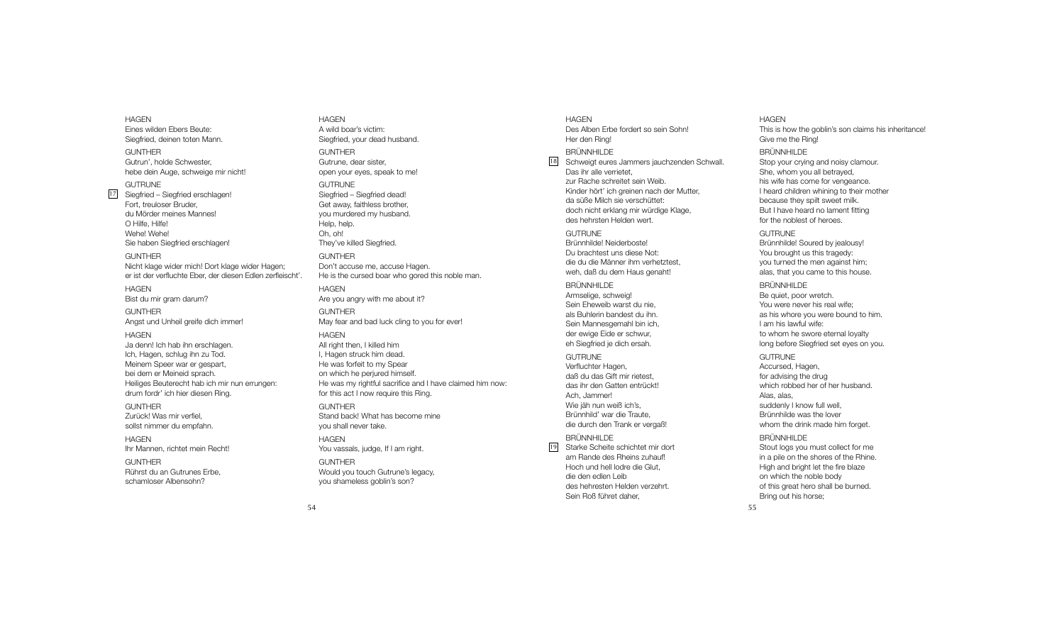HAGEN
Eines wilden Ebers Beute:
Siegfried, deinen toten Mann.

GUNTHER
Gutrun', holde Schwester,
hebe dein Auge, schweige mir nicht!

GUTRUNE
[17] Siegfried – Siegfried erschlagen!
Fort, treuloser Bruder,
du Mörder meines Mannes!
O Hilfe, Hilfe!
Wehe! Wehe!
Sie haben Siegfried erschlagen!

GUNTHER
Nicht klage wider mich! Dort klage wider Hagen;
er ist der verfluchte Eber, der diesen Edlen zerfleischt'.

HAGEN
Bist du mir gram darum?

GUNTHER
Angst und Unheil greife dich immer!

HAGEN
Ja denn! Ich hab ihn erschlagen.
Ich, Hagen, schlug ihn zu Tod.
Meinem Speer war er gespart,
bei dem er Meineid sprach.
Heiliges Beuterecht hab ich mir nun errungen:
drum fordr' ich hier diesen Ring.

GUNTHER
Zurück! Was mir verfiel,
sollst nimmer du empfahn.

HAGEN
Ihr Mannen, richtet mein Recht!

GUNTHER
Rührst du an Gutrunes Erbe,
schamloser Albensohn?

HAGEN
A wild boar's victim:
Siegfried, your dead husband.

GUNTHER
Gutrune, dear sister,
open your eyes, speak to me!

GUTRUNE
Siegfried – Siegfried dead!
Get away, faithless brother,
you murdered my husband.
Help, help.
Oh, oh!
They've killed Siegfried.

GUNTHER
Don't accuse me, accuse Hagen.
He is the cursed boar who gored this noble man.

HAGEN
Are you angry with me about it?

GUNTHER
May fear and bad luck cling to you for ever!

HAGEN
All right then, I killed him
I, Hagen struck him dead.
He was forfeit to my Spear
on which he perjured himself.
He was my rightful sacrifice and I have claimed him now:
for this act I now require this Ring.

GUNTHER
Stand back! What has become mine
you shall never take.

HAGEN
You vassals, judge, If I am right.

GUNTHER
Would you touch Gutrune's legacy,
you shameless goblin's son?

HAGEN
Des Alben Erbe fordert so sein Sohn!
Her den Ring!

BRÜNNHILDE
[18] Schweigt eures Jammers jauchzenden Schwall.
Das ihr alle verrietet,
zur Rache schreitet sein Weib.
Kinder hört' ich greinen nach der Mutter,
da süße Milch sie verschüttet:
doch nicht erklang mir würdige Klage,
des hehrsten Helden wert.

GUTRUNE
Brünnhilde! Neiderboste!
Du brachtest uns diese Not:
die du die Männer ihm verhetztest,
weh, daß du dem Haus genaht!

BRÜNNHILDE
Armselige, schweig!
Sein Eheweib warst du nie,
als Buhlerin bandest du ihn.
Sein Mannesgemahl bin ich,
der ewige Eide er schwur,
eh Siegfried je dich ersah.

GUTRUNE
Verfluchter Hagen,
daß du das Gift mir rietest,
das ihr den Gatten entrückt!
Ach, Jammer!
Wie jäh nun weiß ich's,
Brünnhild' war die Traute,
die durch den Trank er vergaß!

BRÜNNHILDE
[19] Starke Scheite schichtet mir dort
am Rande des Rheins zuhauf!
Hoch und hell lodre die Glut,
die den edlen Leib
des hehrsten Helden verzehrt.
Sein Roß führet daher,

HAGEN
This is how the goblin's son claims his inheritance!
Give me the Ring!

BRÜNNHILDE
Stop your crying and noisy clamour.
She, whom you all betrayed,
his wife has come for vengeance.
I heard children whining to their mother
because they spilt sweet milk.
But I have heard no lament fitting
for the noblest of heroes.

GUTRUNE
Brünnhilde! Soured by jealousy!
You brought us this tragedy:
you turned the men against him;
alas, that you came to this house.

BRÜNNHILDE
Be quiet, poor wretch.
You were never his real wife;
as his whore you were bound to him.
I am his lawful wife:
to whom he swore eternal loyalty
long before Siegfried set eyes on you.

GUTRUNE
Accursed, Hagen,
for advising the drug
which robbed her of her husband.
Alas, alas,
suddenly I know full well,
Brünnhilde was the lover
whom the drink made him forget.

BRÜNNHILDE
Stout logs you must collect for me
in a pile on the shores of the Rhine.
High and bright let the fire blaze
on which the noble body
of this great hero shall be burned.
Bring out his horse;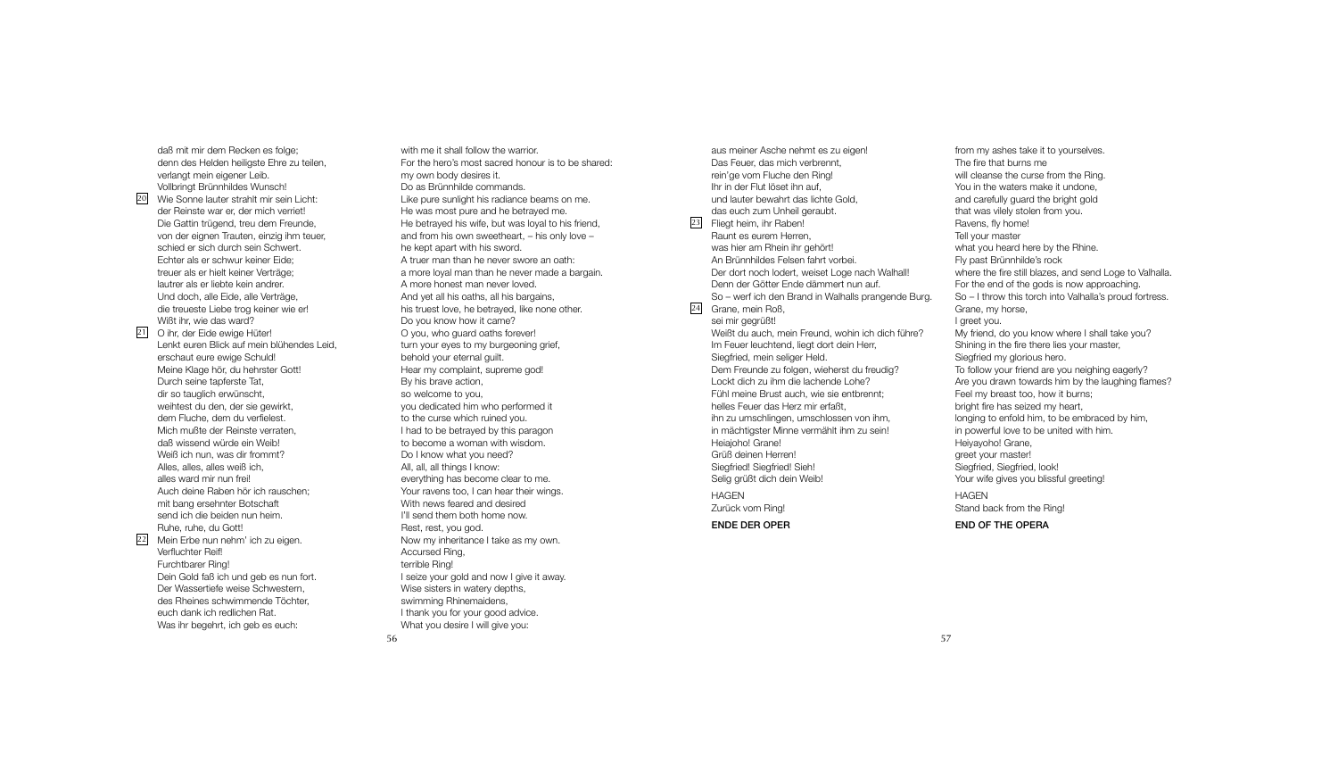daß mit mir dem Recken es folge;
denn des Helden heiligste Ehre zu teilen,
verlangt mein eigener Leib.
Vollbringt Brünnhildes Wunsch!

[20] Wie Sonne lauter strahlt mir sein Licht:
der Reinste war er, der mich verriet!
Die Gattin trügend, treu dem Freunde,
von der eignen Trauten, einzig ihm teuer,
schied er sich durch sein Schwert.
Echter als er schwur keiner Eide;
treuer als er hielt keiner Verträge;
lautrer als er liebte kein andrer.
Und doch, alle Eide, alle Verträge,
die treueste Liebe trog keiner wie er!
Wißt ihr, wie das ward?

[21] O ihr, der Eide ewige Hüter!
Lenkt euren Blick auf mein blühendes Leid,
erschaut eure ewige Schuld!
Meine Klage hör, du hehrster Gott!
Durch seine tapferste Tat,
dir so tauglich erwünscht,
weihtest du den, der sie gewirkt,
dem Fluche, dem du verfielest.
Mich mußte der Reinste verraten,
daß wissend würde ein Weib!
Weiß ich nun, was dir frommt?
Alles, alles, alles weiß ich,
alles ward mir nun frei!
Auch deine Raben hör ich rauschen;
mit bang ersehnter Botschaft
send ich die beiden nun heim.
Ruhe, ruhe, du Gott!

[22] Mein Erbe nun nehm' ich zu eigen.
Verfluchter Reif!
Furchtbarer Ring!
Dein Gold faß ich und geb es nun fort.
Der Wassertiefe weise Schwestern,
des Rheines schwimmende Töchter,
euch dank ich redlichen Rat.
Was ihr begehrt, ich geb es euch:

with me it shall follow the warrior.
For the hero's most sacred honour is to be shared:
my own body desires it.
Do as Brünnhilde commands.
Like pure sunlight his radiance beams on me.
He was most pure and he betrayed me.
He betrayed his wife, but was loyal to his friend,
and from his own sweetheart, – his only love –
he kept apart with his sword.
A truer man than he never swore an oath:
a more loyal man than he never made a bargain.
A more honest man never loved.
And yet all his oaths, all his bargains,
his truest love, he betrayed, like none other.
Do you know how it came?
O you, who guard oaths forever!
turn your eyes to my burgeoning grief,
behold your eternal guilt.
Hear my complaint, supreme god!
By his brave action,
so welcome to you,
you dedicated him who performed it
to the curse which ruined you.
I had to be betrayed by this paragon
to become a woman with wisdom.
Do I know what you need?
All, all, all things I know:
everything has become clear to me.
Your ravens too, I can hear their wings.
With news feared and desired
I'll send them both home now.
Rest, rest, you god.
Now my inheritance I take as my own.
Accursed Ring,
terrible Ring!
I seize your gold and now I give it away.
Wise sisters in watery depths,
swimming Rhinemaidens,
I thank you for your good advice.
What you desire I will give you:

aus meiner Asche nehmt es zu eigen!
Das Feuer, das mich verbrennt,
rein'ge vom Fluche den Ring!
Ihr in der Flut löset ihn auf,
und lauter bewahrt das lichte Gold,
das euch zum Unheil geraubt.

[23] Fliegt heim, ihr Raben!
Raunt es eurem Herren,
was hier am Rhein ihr gehört!
An Brünnhildes Felsen fahrt vorbei.
Der dort noch lodert, weiset Loge nach Walhall!
Denn der Götter Ende dämmert nun auf.
So – werf ich den Brand in Walhalls prangende Burg.

[24] Grane, mein Roß,
sei mir gegrüßt!
Weißt du auch, mein Freund, wohin ich dich führe?
Im Feuer leuchtend, liegt dort dein Herr,
Siegfried, mein seliger Held.
Dem Freunde zu folgen, wieherst du freudig?
Lockt dich zu ihm die lachende Lohe?
Fühl meine Brust auch, wie sie entbrennt;
helles Feuer das Herz mir erfaßt,
ihn zu umschlingen, umschlossen von ihm,
in mächtigster Minne vermählt ihm zu sein!
Heiajoho! Grane!
Grüß deinen Herren!
Siegfried! Siegfried! Sieh!
Selig grüßt dich dein Weib!

HAGEN
Zurück vom Ring!

**ENDE DER OPER**

from my ashes take it to yourselves.
The fire that burns me
will cleanse the curse from the Ring.
You in the waters make it undone,
and carefully guard the bright gold
that was vilely stolen from you.
Ravens, fly home!
Tell your master
what you heard here by the Rhine.
Fly past Brünnhilde's rock
where the fire still blazes, and send Loge to Valhalla.
For the end of the gods is now approaching.
So – I throw this torch into Valhalla's proud fortress.
Grane, my horse,
I greet you.
My friend, do you know where I shall take you?
Shining in the fire there lies your master,
Siegfried my glorious hero.
To follow your friend are you neighing eagerly?
Are you drawn towards him by the laughing flames?
Feel my breast too, how it burns;
bright fire has seized my heart,
longing to enfold him, to be embraced by him,
in powerful love to be united with him.
Heiyayoho! Grane,
greet your master!
Siegfried, Siegfried, look!
Your wife gives you blissful greeting!

HAGEN
Stand back from the Ring!

**END OF THE OPERA**